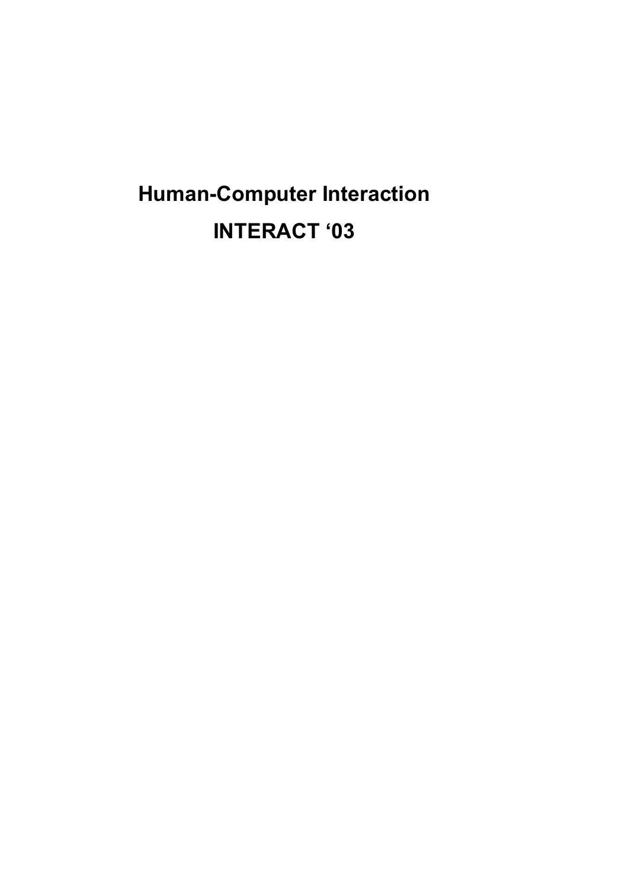# Human-Computer Interaction

# INTERACT ‘03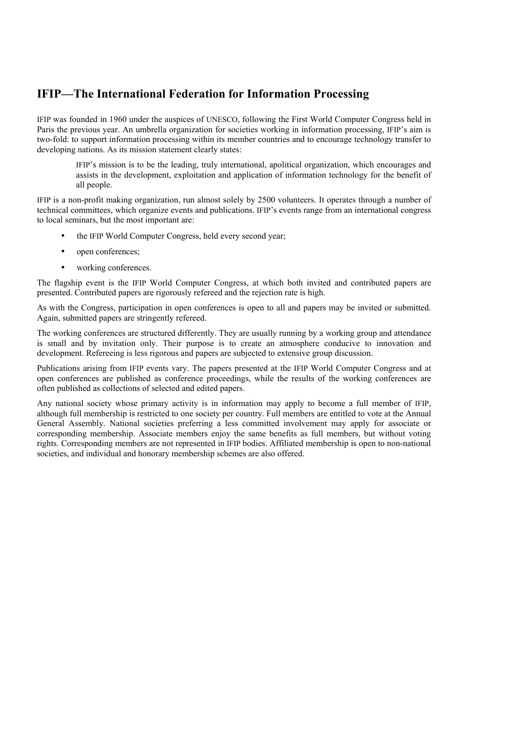# IFIP—The International Federation for Information Processing

IFIP was founded in 1960 under the auspices of UNESCO, following the First World Computer Congress held in Paris the previous year. An umbrella organization for societies working in information processing, IFIP's aim is two-fold: to support information processing within its member countries and to encourage technology transfer to developing nations. As its mission statement clearly states:

> IFIP's mission is to be the leading, truly international, apolitical organization, which encourages and assists in the development, exploitation and application of information technology for the benefit of all people.

IFIP is a non-profit making organization, run almost solely by 2500 volunteers. It operates through a number of technical committees, which organize events and publications. IFIP's events range from an international congress to local seminars, but the most important are:

- the IFIP World Computer Congress, held every second year;
- open conferences;
- working conferences.

The flagship event is the IFIP World Computer Congress, at which both invited and contributed papers are presented. Contributed papers are rigorously refereed and the rejection rate is high.

As with the Congress, participation in open conferences is open to all and papers may be invited or submitted. Again, submitted papers are stringently refereed.

The working conferences are structured differently. They are usually running by a working group and attendance is small and by invitation only. Their purpose is to create an atmosphere conducive to innovation and development. Refereeing is less rigorous and papers are subjected to extensive group discussion.

Publications arising from IFIP events vary. The papers presented at the IFIP World Computer Congress and at open conferences are published as conference proceedings, while the results of the working conferences are often published as collections of selected and edited papers.

Any national society whose primary activity is in information may apply to become a full member of IFIP, although full membership is restricted to one society per country. Full members are entitled to vote at the Annual General Assembly. National societies preferring a less committed involvement may apply for associate or corresponding membership. Associate members enjoy the same benefits as full members, but without voting rights. Corresponding members are not represented in IFIP bodies. Affiliated membership is open to non-national societies, and individual and honorary membership schemes are also offered.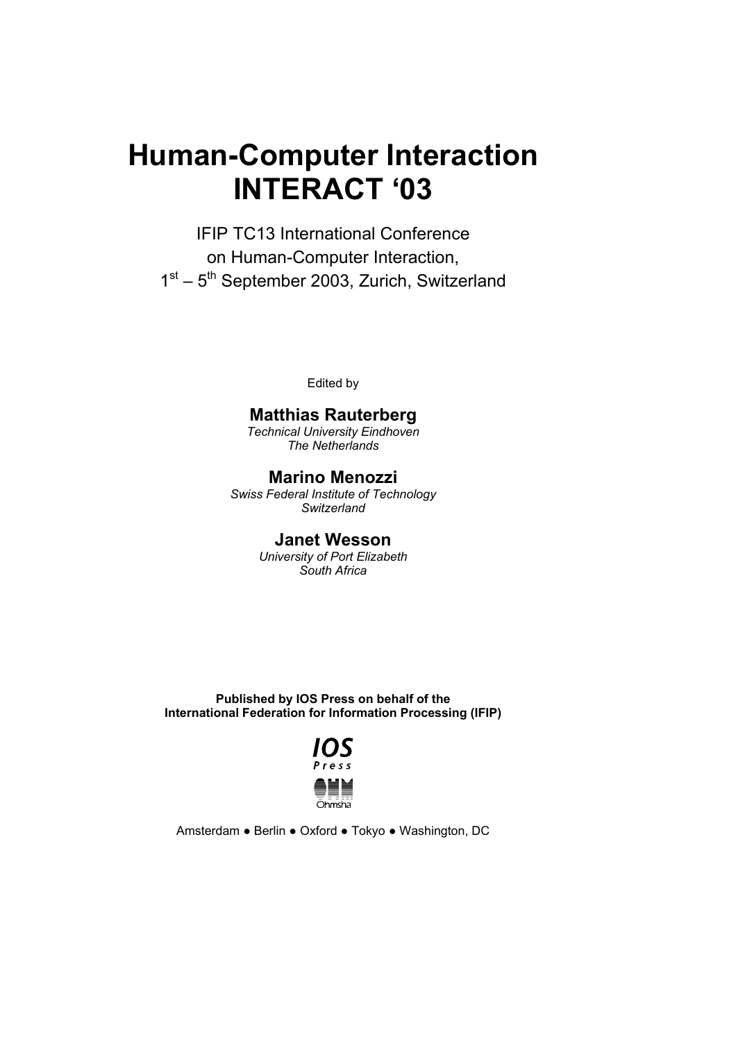# Human-Computer Interaction INTERACT '03

IFIP TC13 International Conference
on Human-Computer Interaction,
1st – 5th September 2003, Zurich, Switzerland

Edited by

**Matthias Rauterberg**
*Technical University Eindhoven*
*The Netherlands*

**Marino Menozzi**
*Swiss Federal Institute of Technology*
*Switzerland*

**Janet Wesson**
*University of Port Elizabeth*
*South Africa*

**Published by IOS Press on behalf of the**
**International Federation for Information Processing (IFIP)**

IOS Press

Ohmsha

Amsterdam ● Berlin ● Oxford ● Tokyo ● Washington, DC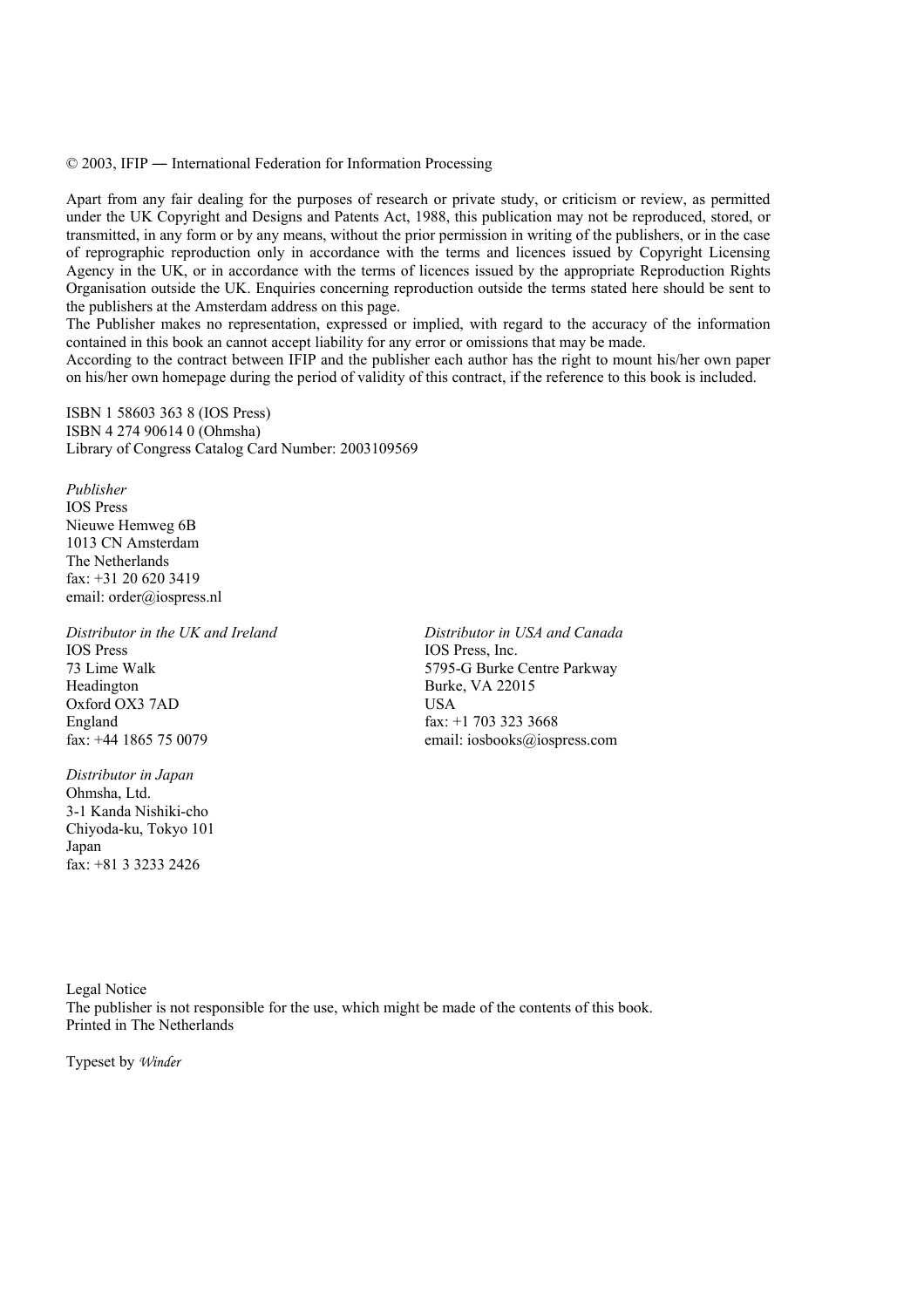© 2003, IFIP — International Federation for Information Processing

Apart from any fair dealing for the purposes of research or private study, or criticism or review, as permitted under the UK Copyright and Designs and Patents Act, 1988, this publication may not be reproduced, stored, or transmitted, in any form or by any means, without the prior permission in writing of the publishers, or in the case of reprographic reproduction only in accordance with the terms and licences issued by Copyright Licensing Agency in the UK, or in accordance with the terms of licences issued by the appropriate Reproduction Rights Organisation outside the UK. Enquiries concerning reproduction outside the terms stated here should be sent to the publishers at the Amsterdam address on this page.
The Publisher makes no representation, expressed or implied, with regard to the accuracy of the information contained in this book an cannot accept liability for any error or omissions that may be made.
According to the contract between IFIP and the publisher each author has the right to mount his/her own paper on his/her own homepage during the period of validity of this contract, if the reference to this book is included.

ISBN 1 58603 363 8 (IOS Press)
ISBN 4 274 90614 0 (Ohmsha)
Library of Congress Catalog Card Number: 2003109569

*Publisher*
IOS Press
Nieuwe Hemweg 6B
1013 CN Amsterdam
The Netherlands
fax: +31 20 620 3419
email: order@iospress.nl

*Distributor in the UK and Ireland*
IOS Press
73 Lime Walk
Headington
Oxford OX3 7AD
England
fax: +44 1865 75 0079

*Distributor in USA and Canada*
IOS Press, Inc.
5795-G Burke Centre Parkway
Burke, VA 22015
USA
fax: +1 703 323 3668
email: iosbooks@iospress.com

*Distributor in Japan*
Ohmsha, Ltd.
3-1 Kanda Nishiki-cho
Chiyoda-ku, Tokyo 101
Japan
fax: +81 3 3233 2426

Legal Notice
The publisher is not responsible for the use, which might be made of the contents of this book.
Printed in The Netherlands

Typeset by *Winder*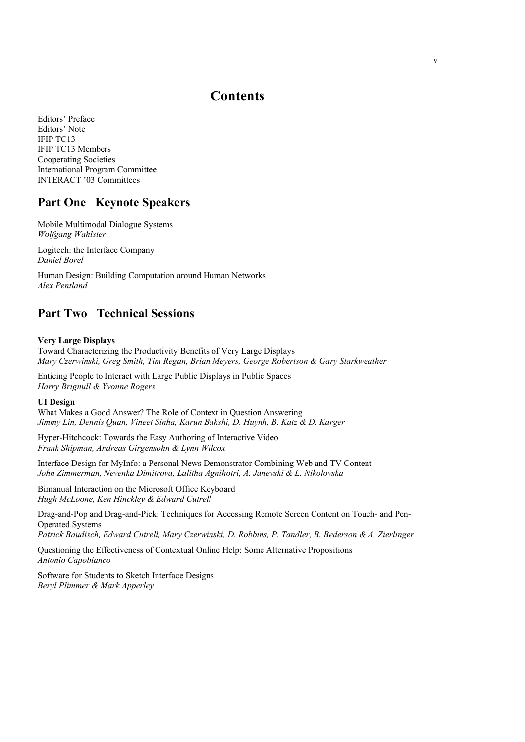# Contents

Editors' Preface
Editors' Note
IFIP TC13
IFIP TC13 Members
Cooperating Societies
International Program Committee
INTERACT '03 Committees

## Part One Keynote Speakers

Mobile Multimodal Dialogue Systems
*Wolfgang Wahlster*

Logitech: the Interface Company
*Daniel Borel*

Human Design: Building Computation around Human Networks
*Alex Pentland*

## Part Two Technical Sessions

**Very Large Displays**

Toward Characterizing the Productivity Benefits of Very Large Displays
*Mary Czerwinski, Greg Smith, Tim Regan, Brian Meyers, George Robertson & Gary Starkweather*

Enticing People to Interact with Large Public Displays in Public Spaces
*Harry Brignull & Yvonne Rogers*

**UI Design**

What Makes a Good Answer? The Role of Context in Question Answering
*Jimmy Lin, Dennis Quan, Vineet Sinha, Karun Bakshi, D. Huynh, B. Katz & D. Karger*

Hyper-Hitchcock: Towards the Easy Authoring of Interactive Video
*Frank Shipman, Andreas Girgensohn & Lynn Wilcox*

Interface Design for MyInfo: a Personal News Demonstrator Combining Web and TV Content
*John Zimmerman, Nevenka Dimitrova, Lalitha Agnihotri, A. Janevski & L. Nikolovska*

Bimanual Interaction on the Microsoft Office Keyboard
*Hugh McLoone, Ken Hinckley & Edward Cutrell*

Drag-and-Pop and Drag-and-Pick: Techniques for Accessing Remote Screen Content on Touch- and Pen-Operated Systems
*Patrick Baudisch, Edward Cutrell, Mary Czerwinski, D. Robbins, P. Tandler, B. Bederson & A. Zierlinger*

Questioning the Effectiveness of Contextual Online Help: Some Alternative Propositions
*Antonio Capobianco*

Software for Students to Sketch Interface Designs
*Beryl Plimmer & Mark Apperley*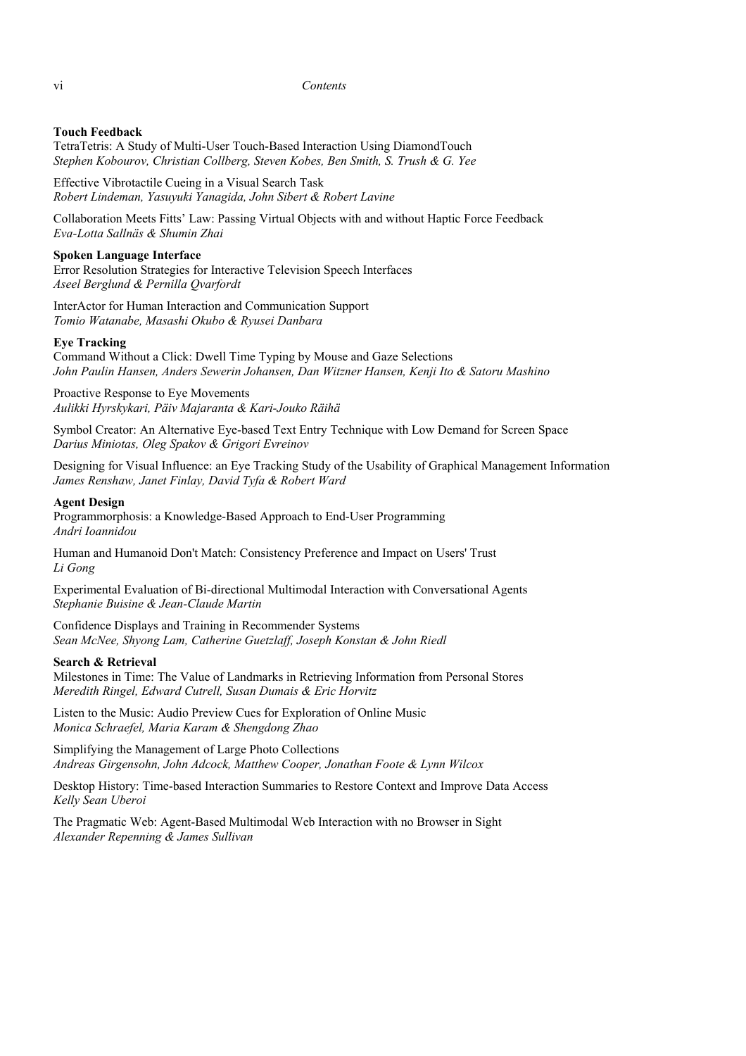**Touch Feedback**

TetraTetris: A Study of Multi-User Touch-Based Interaction Using DiamondTouch
*Stephen Kobourov, Christian Collberg, Steven Kobes, Ben Smith, S. Trush & G. Yee*

Effective Vibrotactile Cueing in a Visual Search Task
*Robert Lindeman, Yasuyuki Yanagida, John Sibert & Robert Lavine*

Collaboration Meets Fitts' Law: Passing Virtual Objects with and without Haptic Force Feedback
*Eva-Lotta Sallnäs & Shumin Zhai*

**Spoken Language Interface**

Error Resolution Strategies for Interactive Television Speech Interfaces
*Aseel Berglund & Pernilla Qvarfordt*

InterActor for Human Interaction and Communication Support
*Tomio Watanabe, Masashi Okubo & Ryusei Danbara*

**Eye Tracking**

Command Without a Click: Dwell Time Typing by Mouse and Gaze Selections
*John Paulin Hansen, Anders Sewerin Johansen, Dan Witzner Hansen, Kenji Ito & Satoru Mashino*

Proactive Response to Eye Movements
*Aulikki Hyrskykari, Päiv Majaranta & Kari-Jouko Räihä*

Symbol Creator: An Alternative Eye-based Text Entry Technique with Low Demand for Screen Space
*Darius Miniotas, Oleg Spakov & Grigori Evreinov*

Designing for Visual Influence: an Eye Tracking Study of the Usability of Graphical Management Information
*James Renshaw, Janet Finlay, David Tyfa & Robert Ward*

**Agent Design**

Programmorphosis: a Knowledge-Based Approach to End-User Programming
*Andri Ioannidou*

Human and Humanoid Don't Match: Consistency Preference and Impact on Users' Trust
*Li Gong*

Experimental Evaluation of Bi-directional Multimodal Interaction with Conversational Agents
*Stephanie Buisine & Jean-Claude Martin*

Confidence Displays and Training in Recommender Systems
*Sean McNee, Shyong Lam, Catherine Guetzlaff, Joseph Konstan & John Riedl*

**Search & Retrieval**

Milestones in Time: The Value of Landmarks in Retrieving Information from Personal Stores
*Meredith Ringel, Edward Cutrell, Susan Dumais & Eric Horvitz*

Listen to the Music: Audio Preview Cues for Exploration of Online Music
*Monica Schraefel, Maria Karam & Shengdong Zhao*

Simplifying the Management of Large Photo Collections
*Andreas Girgensohn, John Adcock, Matthew Cooper, Jonathan Foote & Lynn Wilcox*

Desktop History: Time-based Interaction Summaries to Restore Context and Improve Data Access
*Kelly Sean Uberoi*

The Pragmatic Web: Agent-Based Multimodal Web Interaction with no Browser in Sight
*Alexander Repenning & James Sullivan*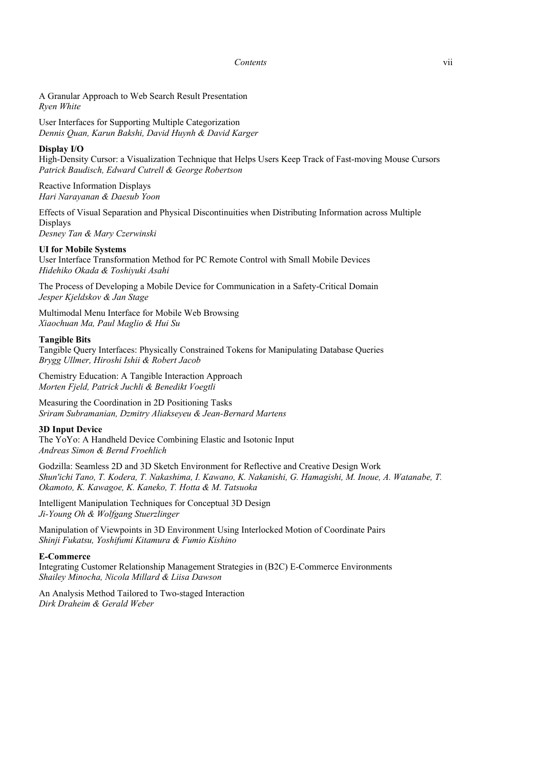A Granular Approach to Web Search Result Presentation
*Ryen White*

User Interfaces for Supporting Multiple Categorization
*Dennis Quan, Karun Bakshi, David Huynh & David Karger*

**Display I/O**

High-Density Cursor: a Visualization Technique that Helps Users Keep Track of Fast-moving Mouse Cursors
*Patrick Baudisch, Edward Cutrell & George Robertson*

Reactive Information Displays
*Hari Narayanan & Daesub Yoon*

Effects of Visual Separation and Physical Discontinuities when Distributing Information across Multiple Displays
*Desney Tan & Mary Czerwinski*

**UI for Mobile Systems**

User Interface Transformation Method for PC Remote Control with Small Mobile Devices
*Hidehiko Okada & Toshiyuki Asahi*

The Process of Developing a Mobile Device for Communication in a Safety-Critical Domain
*Jesper Kjeldskov & Jan Stage*

Multimodal Menu Interface for Mobile Web Browsing
*Xiaochuan Ma, Paul Maglio & Hui Su*

**Tangible Bits**

Tangible Query Interfaces: Physically Constrained Tokens for Manipulating Database Queries
*Brygg Ullmer, Hiroshi Ishii & Robert Jacob*

Chemistry Education: A Tangible Interaction Approach
*Morten Fjeld, Patrick Juchli & Benedikt Voegtli*

Measuring the Coordination in 2D Positioning Tasks
*Sriram Subramanian, Dzmitry Aliakseyeu & Jean-Bernard Martens*

**3D Input Device**

The YoYo: A Handheld Device Combining Elastic and Isotonic Input
*Andreas Simon & Bernd Froehlich*

Godzilla: Seamless 2D and 3D Sketch Environment for Reflective and Creative Design Work
*Shun'ichi Tano, T. Kodera, T. Nakashima, I. Kawano, K. Nakanishi, G. Hamagishi, M. Inoue, A. Watanabe, T. Okamoto, K. Kawagoe, K. Kaneko, T. Hotta & M. Tatsuoka*

Intelligent Manipulation Techniques for Conceptual 3D Design
*Ji-Young Oh & Wolfgang Stuerzlinger*

Manipulation of Viewpoints in 3D Environment Using Interlocked Motion of Coordinate Pairs
*Shinji Fukatsu, Yoshifumi Kitamura & Fumio Kishino*

**E-Commerce**

Integrating Customer Relationship Management Strategies in (B2C) E-Commerce Environments
*Shailey Minocha, Nicola Millard & Liisa Dawson*

An Analysis Method Tailored to Two-staged Interaction
*Dirk Draheim & Gerald Weber*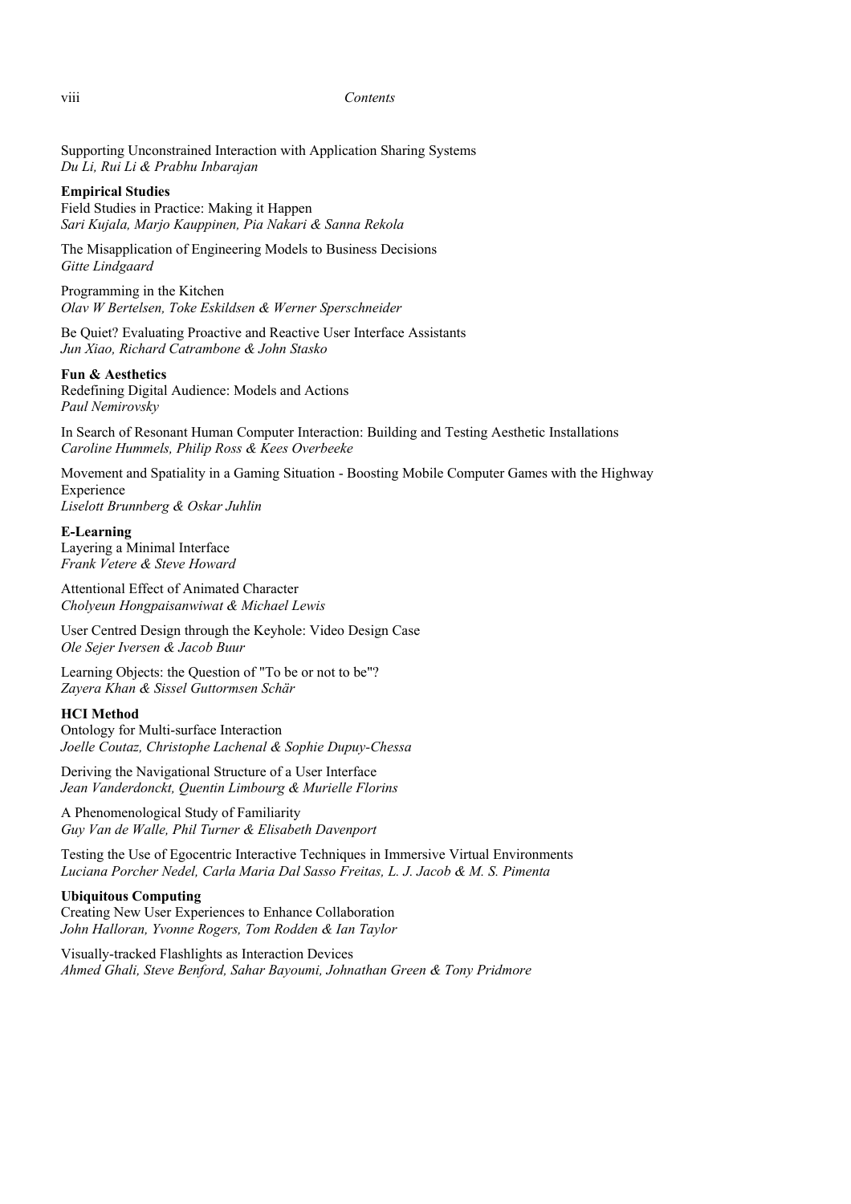Supporting Unconstrained Interaction with Application Sharing Systems
*Du Li, Rui Li & Prabhu Inbarajan*

**Empirical Studies**

Field Studies in Practice: Making it Happen
*Sari Kujala, Marjo Kauppinen, Pia Nakari & Sanna Rekola*

The Misapplication of Engineering Models to Business Decisions
*Gitte Lindgaard*

Programming in the Kitchen
*Olav W Bertelsen, Toke Eskildsen & Werner Sperschneider*

Be Quiet? Evaluating Proactive and Reactive User Interface Assistants
*Jun Xiao, Richard Catrambone & John Stasko*

**Fun & Aesthetics**

Redefining Digital Audience: Models and Actions
*Paul Nemirovsky*

In Search of Resonant Human Computer Interaction: Building and Testing Aesthetic Installations
*Caroline Hummels, Philip Ross & Kees Overbeeke*

Movement and Spatiality in a Gaming Situation - Boosting Mobile Computer Games with the Highway Experience
*Liselott Brunnberg & Oskar Juhlin*

**E-Learning**

Layering a Minimal Interface
*Frank Vetere & Steve Howard*

Attentional Effect of Animated Character
*Cholyeun Hongpaisanwiwat & Michael Lewis*

User Centred Design through the Keyhole: Video Design Case
*Ole Sejer Iversen & Jacob Buur*

Learning Objects: the Question of "To be or not to be"?
*Zayera Khan & Sissel Guttormsen Schär*

**HCI Method**

Ontology for Multi-surface Interaction
*Joelle Coutaz, Christophe Lachenal & Sophie Dupuy-Chessa*

Deriving the Navigational Structure of a User Interface
*Jean Vanderdonckt, Quentin Limbourg & Murielle Florins*

A Phenomenological Study of Familiarity
*Guy Van de Walle, Phil Turner & Elisabeth Davenport*

Testing the Use of Egocentric Interactive Techniques in Immersive Virtual Environments
*Luciana Porcher Nedel, Carla Maria Dal Sasso Freitas, L. J. Jacob & M. S. Pimenta*

**Ubiquitous Computing**

Creating New User Experiences to Enhance Collaboration
*John Halloran, Yvonne Rogers, Tom Rodden & Ian Taylor*

Visually-tracked Flashlights as Interaction Devices
*Ahmed Ghali, Steve Benford, Sahar Bayoumi, Johnathan Green & Tony Pridmore*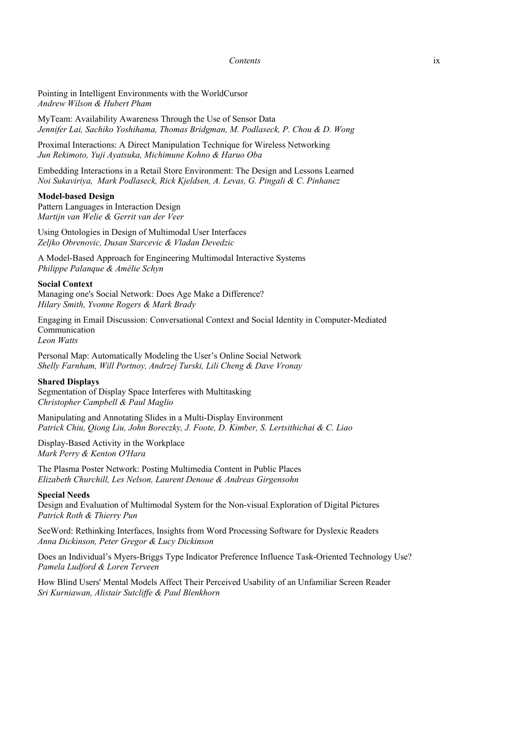Pointing in Intelligent Environments with the WorldCursor
*Andrew Wilson & Hubert Pham*

MyTeam: Availability Awareness Through the Use of Sensor Data
*Jennifer Lai, Sachiko Yoshihama, Thomas Bridgman, M. Podlaseck, P. Chou & D. Wong*

Proximal Interactions: A Direct Manipulation Technique for Wireless Networking
*Jun Rekimoto, Yuji Ayatsuka, Michimune Kohno & Haruo Oba*

Embedding Interactions in a Retail Store Environment: The Design and Lessons Learned
*Noi Sukaviriya, Mark Podlaseck, Rick Kjeldsen, A. Levas, G. Pingali & C. Pinhanez*

**Model-based Design**

Pattern Languages in Interaction Design
*Martijn van Welie & Gerrit van der Veer*

Using Ontologies in Design of Multimodal User Interfaces
*Zeljko Obrenovic, Dusan Starcevic & Vladan Devedzic*

A Model-Based Approach for Engineering Multimodal Interactive Systems
*Philippe Palanque & Amélie Schyn*

**Social Context**

Managing one's Social Network: Does Age Make a Difference?
*Hilary Smith, Yvonne Rogers & Mark Brady*

Engaging in Email Discussion: Conversational Context and Social Identity in Computer-Mediated Communication
*Leon Watts*

Personal Map: Automatically Modeling the User's Online Social Network
*Shelly Farnham, Will Portnoy, Andrzej Turski, Lili Cheng & Dave Vronay*

**Shared Displays**

Segmentation of Display Space Interferes with Multitasking
*Christopher Campbell & Paul Maglio*

Manipulating and Annotating Slides in a Multi-Display Environment
*Patrick Chiu, Qiong Liu, John Boreczky, J. Foote, D. Kimber, S. Lertsithichai & C. Liao*

Display-Based Activity in the Workplace
*Mark Perry & Kenton O'Hara*

The Plasma Poster Network: Posting Multimedia Content in Public Places
*Elizabeth Churchill, Les Nelson, Laurent Denoue & Andreas Girgensohn*

**Special Needs**

Design and Evaluation of Multimodal System for the Non-visual Exploration of Digital Pictures
*Patrick Roth & Thierry Pun*

SeeWord: Rethinking Interfaces, Insights from Word Processing Software for Dyslexic Readers
*Anna Dickinson, Peter Gregor & Lucy Dickinson*

Does an Individual's Myers-Briggs Type Indicator Preference Influence Task-Oriented Technology Use?
*Pamela Ludford & Loren Terveen*

How Blind Users' Mental Models Affect Their Perceived Usability of an Unfamiliar Screen Reader
*Sri Kurniawan, Alistair Sutcliffe & Paul Blenkhorn*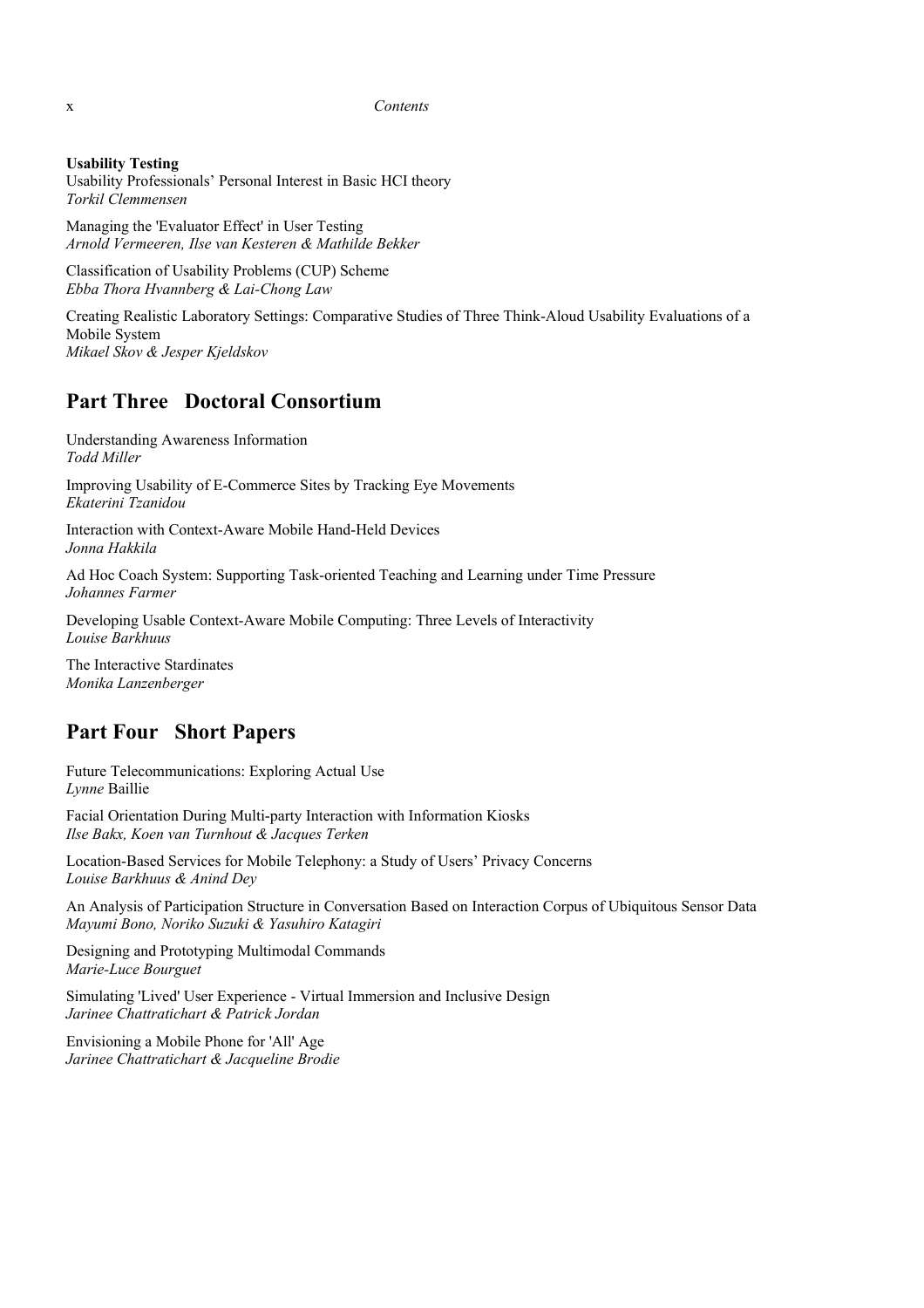**Usability Testing**

Usability Professionals' Personal Interest in Basic HCI theory
*Torkil Clemmensen*

Managing the 'Evaluator Effect' in User Testing
*Arnold Vermeeren, Ilse van Kesteren & Mathilde Bekker*

Classification of Usability Problems (CUP) Scheme
*Ebba Thora Hvannberg & Lai-Chong Law*

Creating Realistic Laboratory Settings: Comparative Studies of Three Think-Aloud Usability Evaluations of a Mobile System
*Mikael Skov & Jesper Kjeldskov*

## Part Three Doctoral Consortium

Understanding Awareness Information
*Todd Miller*

Improving Usability of E-Commerce Sites by Tracking Eye Movements
*Ekaterini Tzanidou*

Interaction with Context-Aware Mobile Hand-Held Devices
*Jonna Hakkila*

Ad Hoc Coach System: Supporting Task-oriented Teaching and Learning under Time Pressure
*Johannes Farmer*

Developing Usable Context-Aware Mobile Computing: Three Levels of Interactivity
*Louise Barkhuus*

The Interactive Stardinates
*Monika Lanzenberger*

## Part Four Short Papers

Future Telecommunications: Exploring Actual Use
*Lynne* Baillie

Facial Orientation During Multi-party Interaction with Information Kiosks
*Ilse Bakx, Koen van Turnhout & Jacques Terken*

Location-Based Services for Mobile Telephony: a Study of Users' Privacy Concerns
*Louise Barkhuus & Anind Dey*

An Analysis of Participation Structure in Conversation Based on Interaction Corpus of Ubiquitous Sensor Data
*Mayumi Bono, Noriko Suzuki & Yasuhiro Katagiri*

Designing and Prototyping Multimodal Commands
*Marie-Luce Bourguet*

Simulating 'Lived' User Experience - Virtual Immersion and Inclusive Design
*Jarinee Chattratichart & Patrick Jordan*

Envisioning a Mobile Phone for 'All' Age
*Jarinee Chattratichart & Jacqueline Brodie*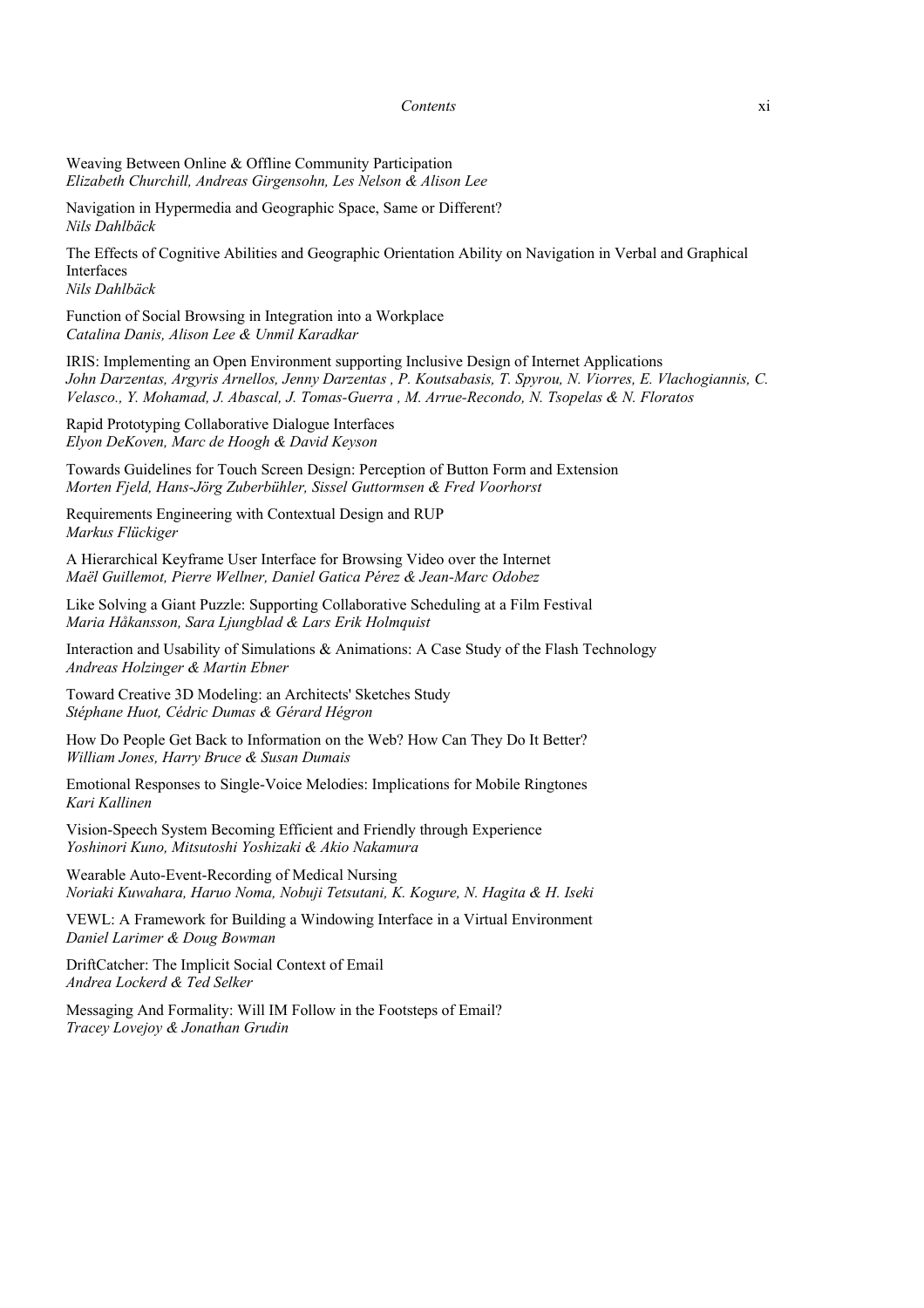Weaving Between Online & Offline Community Participation
*Elizabeth Churchill, Andreas Girgensohn, Les Nelson & Alison Lee*

Navigation in Hypermedia and Geographic Space, Same or Different?
*Nils Dahlbäck*

The Effects of Cognitive Abilities and Geographic Orientation Ability on Navigation in Verbal and Graphical Interfaces
*Nils Dahlbäck*

Function of Social Browsing in Integration into a Workplace
*Catalina Danis, Alison Lee & Unmil Karadkar*

IRIS: Implementing an Open Environment supporting Inclusive Design of Internet Applications
*John Darzentas, Argyris Arnellos, Jenny Darzentas , P. Koutsabasis, T. Spyrou, N. Viorres, E. Vlachogiannis, C. Velasco., Y. Mohamad, J. Abascal, J. Tomas-Guerra , M. Arrue-Recondo, N. Tsopelas & N. Floratos*

Rapid Prototyping Collaborative Dialogue Interfaces
*Elyon DeKoven, Marc de Hoogh & David Keyson*

Towards Guidelines for Touch Screen Design: Perception of Button Form and Extension
*Morten Fjeld, Hans-Jörg Zuberbühler, Sissel Guttormsen & Fred Voorhorst*

Requirements Engineering with Contextual Design and RUP
*Markus Flückiger*

A Hierarchical Keyframe User Interface for Browsing Video over the Internet
*Maël Guillemot, Pierre Wellner, Daniel Gatica Pérez & Jean-Marc Odobez*

Like Solving a Giant Puzzle: Supporting Collaborative Scheduling at a Film Festival
*Maria Håkansson, Sara Ljungblad & Lars Erik Holmquist*

Interaction and Usability of Simulations & Animations: A Case Study of the Flash Technology
*Andreas Holzinger & Martin Ebner*

Toward Creative 3D Modeling: an Architects' Sketches Study
*Stéphane Huot, Cédric Dumas & Gérard Hégron*

How Do People Get Back to Information on the Web? How Can They Do It Better?
*William Jones, Harry Bruce & Susan Dumais*

Emotional Responses to Single-Voice Melodies: Implications for Mobile Ringtones
*Kari Kallinen*

Vision-Speech System Becoming Efficient and Friendly through Experience
*Yoshinori Kuno, Mitsutoshi Yoshizaki & Akio Nakamura*

Wearable Auto-Event-Recording of Medical Nursing
*Noriaki Kuwahara, Haruo Noma, Nobuji Tetsutani, K. Kogure, N. Hagita & H. Iseki*

VEWL: A Framework for Building a Windowing Interface in a Virtual Environment
*Daniel Larimer & Doug Bowman*

DriftCatcher: The Implicit Social Context of Email
*Andrea Lockerd & Ted Selker*

Messaging And Formality: Will IM Follow in the Footsteps of Email?
*Tracey Lovejoy & Jonathan Grudin*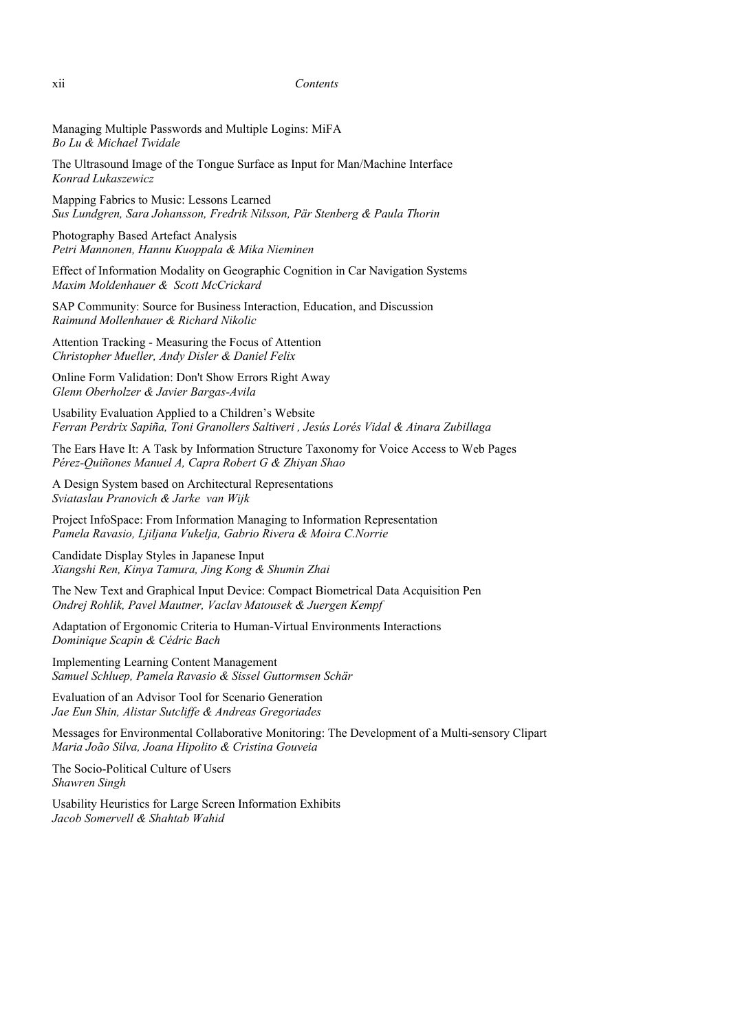Managing Multiple Passwords and Multiple Logins: MiFA
*Bo Lu & Michael Twidale*

The Ultrasound Image of the Tongue Surface as Input for Man/Machine Interface
*Konrad Lukaszewicz*

Mapping Fabrics to Music: Lessons Learned
*Sus Lundgren, Sara Johansson, Fredrik Nilsson, Pär Stenberg & Paula Thorin*

Photography Based Artefact Analysis
*Petri Mannonen, Hannu Kuoppala & Mika Nieminen*

Effect of Information Modality on Geographic Cognition in Car Navigation Systems
*Maxim Moldenhauer & Scott McCrickard*

SAP Community: Source for Business Interaction, Education, and Discussion
*Raimund Mollenhauer & Richard Nikolic*

Attention Tracking - Measuring the Focus of Attention
*Christopher Mueller, Andy Disler & Daniel Felix*

Online Form Validation: Don't Show Errors Right Away
*Glenn Oberholzer & Javier Bargas-Avila*

Usability Evaluation Applied to a Children's Website
*Ferran Perdrix Sapiña, Toni Granollers Saltiveri , Jesús Lorés Vidal & Ainara Zubillaga*

The Ears Have It: A Task by Information Structure Taxonomy for Voice Access to Web Pages
*Pérez-Quiñones Manuel A, Capra Robert G & Zhiyan Shao*

A Design System based on Architectural Representations
*Sviataslau Pranovich & Jarke van Wijk*

Project InfoSpace: From Information Managing to Information Representation
*Pamela Ravasio, Ljiljana Vukelja, Gabrio Rivera & Moira C.Norrie*

Candidate Display Styles in Japanese Input
*Xiangshi Ren, Kinya Tamura, Jing Kong & Shumin Zhai*

The New Text and Graphical Input Device: Compact Biometrical Data Acquisition Pen
*Ondrej Rohlik, Pavel Mautner, Vaclav Matousek & Juergen Kempf*

Adaptation of Ergonomic Criteria to Human-Virtual Environments Interactions
*Dominique Scapin & Cédric Bach*

Implementing Learning Content Management
*Samuel Schluep, Pamela Ravasio & Sissel Guttormsen Schär*

Evaluation of an Advisor Tool for Scenario Generation
*Jae Eun Shin, Alistar Sutcliffe & Andreas Gregoriades*

Messages for Environmental Collaborative Monitoring: The Development of a Multi-sensory Clipart
*Maria João Silva, Joana Hipolito & Cristina Gouveia*

The Socio-Political Culture of Users
*Shawren Singh*

Usability Heuristics for Large Screen Information Exhibits
*Jacob Somervell & Shahtab Wahid*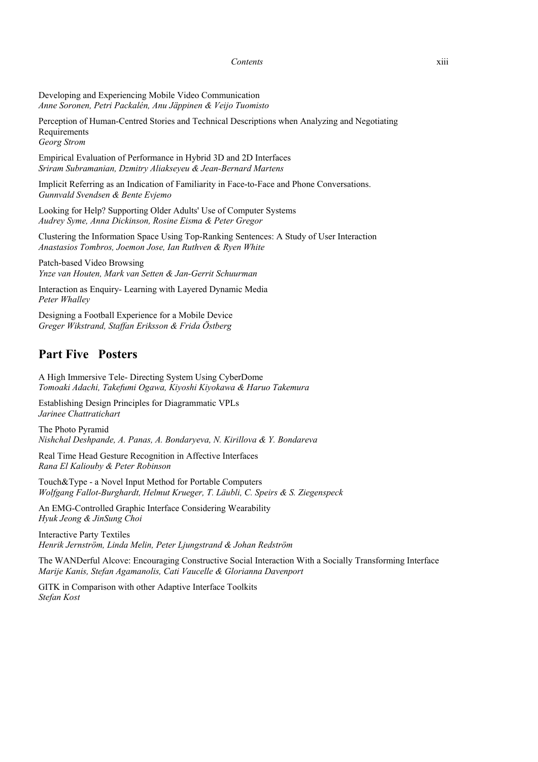Developing and Experiencing Mobile Video Communication
*Anne Soronen, Petri Packalén, Anu Jäppinen & Veijo Tuomisto*

Perception of Human-Centred Stories and Technical Descriptions when Analyzing and Negotiating Requirements
*Georg Strom*

Empirical Evaluation of Performance in Hybrid 3D and 2D Interfaces
*Sriram Subramanian, Dzmitry Aliakseyeu & Jean-Bernard Martens*

Implicit Referring as an Indication of Familiarity in Face-to-Face and Phone Conversations.
*Gunnvald Svendsen & Bente Evjemo*

Looking for Help? Supporting Older Adults' Use of Computer Systems
*Audrey Syme, Anna Dickinson, Rosine Eisma & Peter Gregor*

Clustering the Information Space Using Top-Ranking Sentences: A Study of User Interaction
*Anastasios Tombros, Joemon Jose, Ian Ruthven & Ryen White*

Patch-based Video Browsing
*Ynze van Houten, Mark van Setten & Jan-Gerrit Schuurman*

Interaction as Enquiry- Learning with Layered Dynamic Media
*Peter Whalley*

Designing a Football Experience for a Mobile Device
*Greger Wikstrand, Staffan Eriksson & Frida Östberg*

## Part Five Posters

A High Immersive Tele- Directing System Using CyberDome
*Tomoaki Adachi, Takefumi Ogawa, Kiyoshi Kiyokawa & Haruo Takemura*

Establishing Design Principles for Diagrammatic VPLs
*Jarinee Chattratichart*

The Photo Pyramid
*Nishchal Deshpande, A. Panas, A. Bondaryeva, N. Kirillova & Y. Bondareva*

Real Time Head Gesture Recognition in Affective Interfaces
*Rana El Kaliouby & Peter Robinson*

Touch&Type - a Novel Input Method for Portable Computers
*Wolfgang Fallot-Burghardt, Helmut Krueger, T. Läubli, C. Speirs & S. Ziegenspeck*

An EMG-Controlled Graphic Interface Considering Wearability
*Hyuk Jeong & JinSung Choi*

Interactive Party Textiles
*Henrik Jernström, Linda Melin, Peter Ljungstrand & Johan Redström*

The WANDerful Alcove: Encouraging Constructive Social Interaction With a Socially Transforming Interface
*Marije Kanis, Stefan Agamanolis, Cati Vaucelle & Glorianna Davenport*

GITK in Comparison with other Adaptive Interface Toolkits
*Stefan Kost*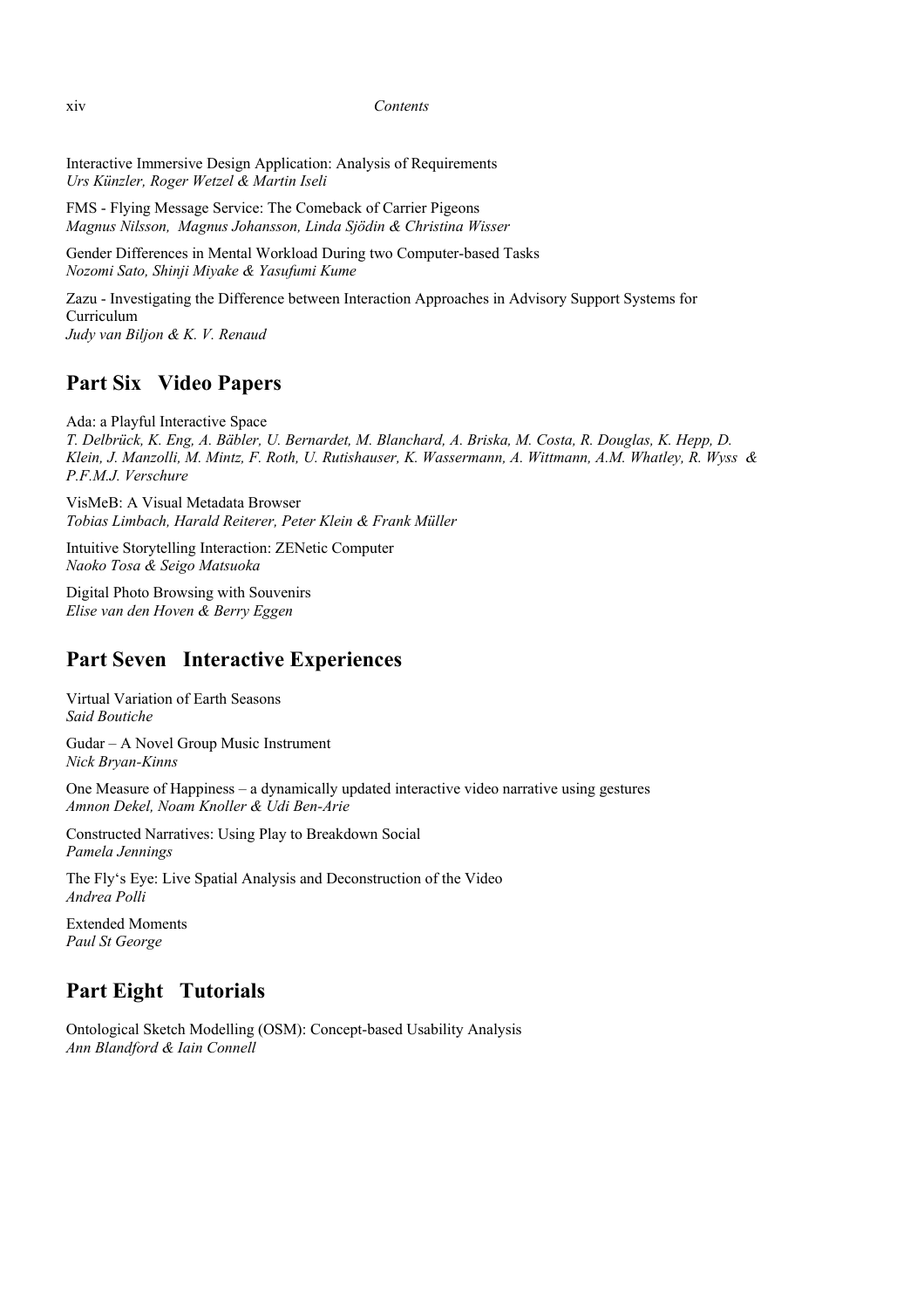Interactive Immersive Design Application: Analysis of Requirements
*Urs Künzler, Roger Wetzel & Martin Iseli*

FMS - Flying Message Service: The Comeback of Carrier Pigeons
*Magnus Nilsson, Magnus Johansson, Linda Sjödin & Christina Wisser*

Gender Differences in Mental Workload During two Computer-based Tasks
*Nozomi Sato, Shinji Miyake & Yasufumi Kume*

Zazu - Investigating the Difference between Interaction Approaches in Advisory Support Systems for Curriculum
*Judy van Biljon & K. V. Renaud*

## Part Six Video Papers

Ada: a Playful Interactive Space
*T. Delbrück, K. Eng, A. Bäbler, U. Bernardet, M. Blanchard, A. Briska, M. Costa, R. Douglas, K. Hepp, D. Klein, J. Manzolli, M. Mintz, F. Roth, U. Rutishauser, K. Wassermann, A. Wittmann, A.M. Whatley, R. Wyss & P.F.M.J. Verschure*

VisMeB: A Visual Metadata Browser
*Tobias Limbach, Harald Reiterer, Peter Klein & Frank Müller*

Intuitive Storytelling Interaction: ZENetic Computer
*Naoko Tosa & Seigo Matsuoka*

Digital Photo Browsing with Souvenirs
*Elise van den Hoven & Berry Eggen*

## Part Seven Interactive Experiences

Virtual Variation of Earth Seasons
*Said Boutiche*

Gudar – A Novel Group Music Instrument
*Nick Bryan-Kinns*

One Measure of Happiness – a dynamically updated interactive video narrative using gestures
*Amnon Dekel, Noam Knoller & Udi Ben-Arie*

Constructed Narratives: Using Play to Breakdown Social
*Pamela Jennings*

The Fly's Eye: Live Spatial Analysis and Deconstruction of the Video
*Andrea Polli*

Extended Moments
*Paul St George*

## Part Eight Tutorials

Ontological Sketch Modelling (OSM): Concept-based Usability Analysis
*Ann Blandford & Iain Connell*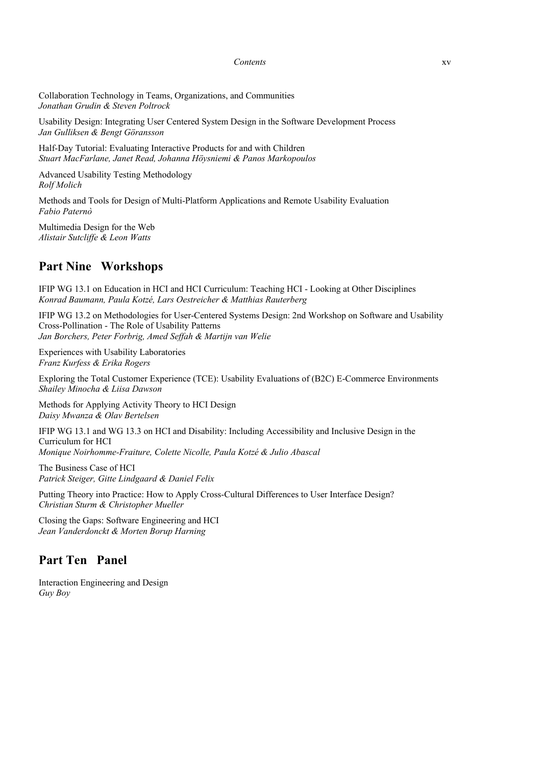Collaboration Technology in Teams, Organizations, and Communities
*Jonathan Grudin & Steven Poltrock*

Usability Design: Integrating User Centered System Design in the Software Development Process
*Jan Gulliksen & Bengt Göransson*

Half-Day Tutorial: Evaluating Interactive Products for and with Children
*Stuart MacFarlane, Janet Read, Johanna Höysniemi & Panos Markopoulos*

Advanced Usability Testing Methodology
*Rolf Molich*

Methods and Tools for Design of Multi-Platform Applications and Remote Usability Evaluation
*Fabio Paternò*

Multimedia Design for the Web
*Alistair Sutcliffe & Leon Watts*

## Part Nine Workshops

IFIP WG 13.1 on Education in HCI and HCI Curriculum: Teaching HCI - Looking at Other Disciplines
*Konrad Baumann, Paula Kotzé, Lars Oestreicher & Matthias Rauterberg*

IFIP WG 13.2 on Methodologies for User-Centered Systems Design: 2nd Workshop on Software and Usability Cross-Pollination - The Role of Usability Patterns
*Jan Borchers, Peter Forbrig, Amed Seffah & Martijn van Welie*

Experiences with Usability Laboratories
*Franz Kurfess & Erika Rogers*

Exploring the Total Customer Experience (TCE): Usability Evaluations of (B2C) E-Commerce Environments
*Shailey Minocha & Liisa Dawson*

Methods for Applying Activity Theory to HCI Design
*Daisy Mwanza & Olav Bertelsen*

IFIP WG 13.1 and WG 13.3 on HCI and Disability: Including Accessibility and Inclusive Design in the Curriculum for HCI
*Monique Noirhomme-Fraiture, Colette Nicolle, Paula Kotzé & Julio Abascal*

The Business Case of HCI
*Patrick Steiger, Gitte Lindgaard & Daniel Felix*

Putting Theory into Practice: How to Apply Cross-Cultural Differences to User Interface Design?
*Christian Sturm & Christopher Mueller*

Closing the Gaps: Software Engineering and HCI
*Jean Vanderdonckt & Morten Borup Harning*

## Part Ten Panel

Interaction Engineering and Design
*Guy Boy*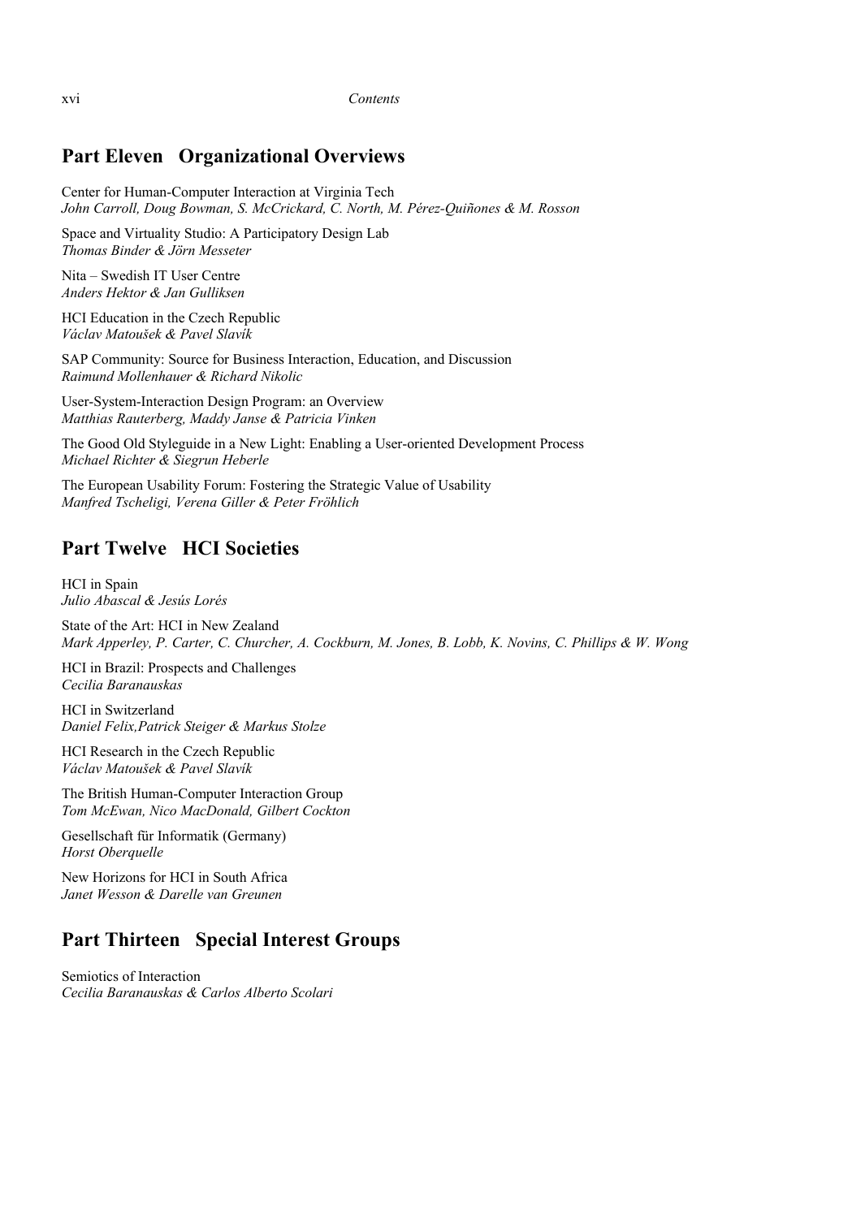## Part Eleven Organizational Overviews

Center for Human-Computer Interaction at Virginia Tech
*John Carroll, Doug Bowman, S. McCrickard, C. North, M. Pérez-Quiñones & M. Rosson*

Space and Virtuality Studio: A Participatory Design Lab
*Thomas Binder & Jörn Messeter*

Nita – Swedish IT User Centre
*Anders Hektor & Jan Gulliksen*

HCI Education in the Czech Republic
*Václav Matoušek & Pavel Slavík*

SAP Community: Source for Business Interaction, Education, and Discussion
*Raimund Mollenhauer & Richard Nikolic*

User-System-Interaction Design Program: an Overview
*Matthias Rauterberg, Maddy Janse & Patricia Vinken*

The Good Old Styleguide in a New Light: Enabling a User-oriented Development Process
*Michael Richter & Siegrun Heberle*

The European Usability Forum: Fostering the Strategic Value of Usability
*Manfred Tscheligi, Verena Giller & Peter Fröhlich*

## Part Twelve HCI Societies

HCI in Spain
*Julio Abascal & Jesús Lorés*

State of the Art: HCI in New Zealand
*Mark Apperley, P. Carter, C. Churcher, A. Cockburn, M. Jones, B. Lobb, K. Novins, C. Phillips & W. Wong*

HCI in Brazil: Prospects and Challenges
*Cecilia Baranauskas*

HCI in Switzerland
*Daniel Felix,Patrick Steiger & Markus Stolze*

HCI Research in the Czech Republic
*Václav Matoušek & Pavel Slavík*

The British Human-Computer Interaction Group
*Tom McEwan, Nico MacDonald, Gilbert Cockton*

Gesellschaft für Informatik (Germany)
*Horst Oberquelle*

New Horizons for HCI in South Africa
*Janet Wesson & Darelle van Greunen*

## Part Thirteen Special Interest Groups

Semiotics of Interaction
*Cecilia Baranauskas & Carlos Alberto Scolari*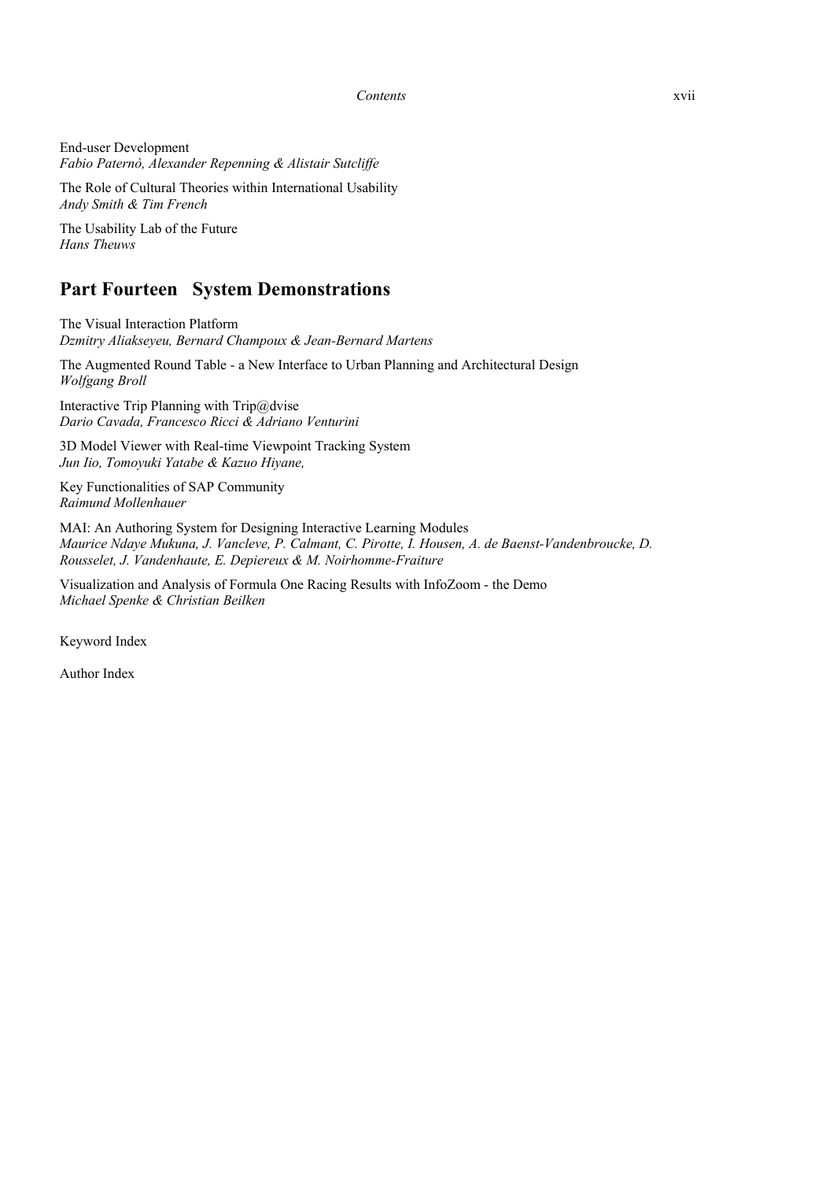End-user Development
*Fabio Paternò, Alexander Repenning & Alistair Sutcliffe*

The Role of Cultural Theories within International Usability
*Andy Smith & Tim French*

The Usability Lab of the Future
*Hans Theuws*

## Part Fourteen System Demonstrations

The Visual Interaction Platform
*Dzmitry Aliakseyeu, Bernard Champoux & Jean-Bernard Martens*

The Augmented Round Table - a New Interface to Urban Planning and Architectural Design
*Wolfgang Broll*

Interactive Trip Planning with Trip@dvise
*Dario Cavada, Francesco Ricci & Adriano Venturini*

3D Model Viewer with Real-time Viewpoint Tracking System
*Jun Iio, Tomoyuki Yatabe & Kazuo Hiyane,*

Key Functionalities of SAP Community
*Raimund Mollenhauer*

MAI: An Authoring System for Designing Interactive Learning Modules
*Maurice Ndaye Mukuna, J. Vancleve, P. Calmant, C. Pirotte, I. Housen, A. de Baenst-Vandenbroucke, D. Rousselet, J. Vandenhaute, E. Depiereux & M. Noirhomme-Fraiture*

Visualization and Analysis of Formula One Racing Results with InfoZoom - the Demo
*Michael Spenke & Christian Beilken*

Keyword Index

Author Index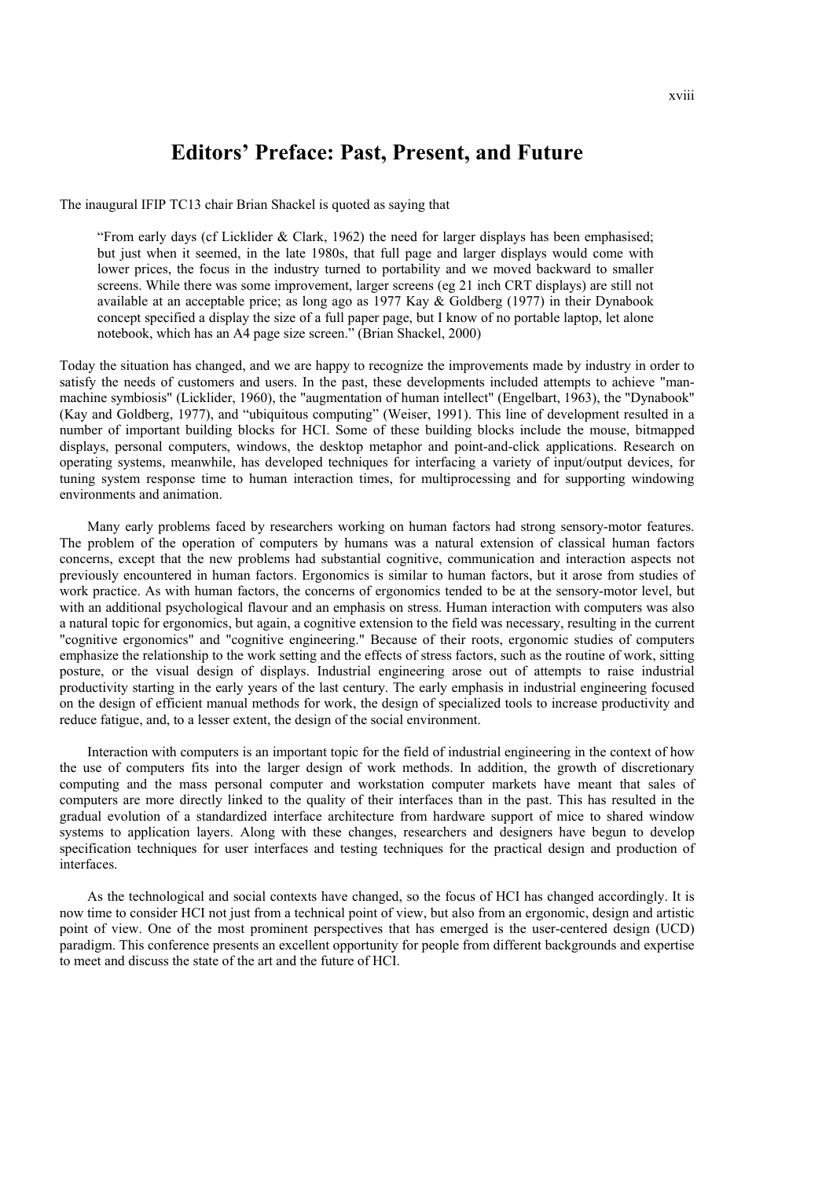# Editors' Preface: Past, Present, and Future

The inaugural IFIP TC13 chair Brian Shackel is quoted as saying that

> "From early days (cf Licklider & Clark, 1962) the need for larger displays has been emphasised; but just when it seemed, in the late 1980s, that full page and larger displays would come with lower prices, the focus in the industry turned to portability and we moved backward to smaller screens. While there was some improvement, larger screens (eg 21 inch CRT displays) are still not available at an acceptable price; as long ago as 1977 Kay & Goldberg (1977) in their Dynabook concept specified a display the size of a full paper page, but I know of no portable laptop, let alone notebook, which has an A4 page size screen." (Brian Shackel, 2000)

Today the situation has changed, and we are happy to recognize the improvements made by industry in order to satisfy the needs of customers and users. In the past, these developments included attempts to achieve "man-machine symbiosis" (Licklider, 1960), the "augmentation of human intellect" (Engelbart, 1963), the "Dynabook" (Kay and Goldberg, 1977), and "ubiquitous computing" (Weiser, 1991). This line of development resulted in a number of important building blocks for HCI. Some of these building blocks include the mouse, bitmapped displays, personal computers, windows, the desktop metaphor and point-and-click applications. Research on operating systems, meanwhile, has developed techniques for interfacing a variety of input/output devices, for tuning system response time to human interaction times, for multiprocessing and for supporting windowing environments and animation.

Many early problems faced by researchers working on human factors had strong sensory-motor features. The problem of the operation of computers by humans was a natural extension of classical human factors concerns, except that the new problems had substantial cognitive, communication and interaction aspects not previously encountered in human factors. Ergonomics is similar to human factors, but it arose from studies of work practice. As with human factors, the concerns of ergonomics tended to be at the sensory-motor level, but with an additional psychological flavour and an emphasis on stress. Human interaction with computers was also a natural topic for ergonomics, but again, a cognitive extension to the field was necessary, resulting in the current "cognitive ergonomics" and "cognitive engineering." Because of their roots, ergonomic studies of computers emphasize the relationship to the work setting and the effects of stress factors, such as the routine of work, sitting posture, or the visual design of displays. Industrial engineering arose out of attempts to raise industrial productivity starting in the early years of the last century. The early emphasis in industrial engineering focused on the design of efficient manual methods for work, the design of specialized tools to increase productivity and reduce fatigue, and, to a lesser extent, the design of the social environment.

Interaction with computers is an important topic for the field of industrial engineering in the context of how the use of computers fits into the larger design of work methods. In addition, the growth of discretionary computing and the mass personal computer and workstation computer markets have meant that sales of computers are more directly linked to the quality of their interfaces than in the past. This has resulted in the gradual evolution of a standardized interface architecture from hardware support of mice to shared window systems to application layers. Along with these changes, researchers and designers have begun to develop specification techniques for user interfaces and testing techniques for the practical design and production of interfaces.

As the technological and social contexts have changed, so the focus of HCI has changed accordingly. It is now time to consider HCI not just from a technical point of view, but also from an ergonomic, design and artistic point of view. One of the most prominent perspectives that has emerged is the user-centered design (UCD) paradigm. This conference presents an excellent opportunity for people from different backgrounds and expertise to meet and discuss the state of the art and the future of HCI.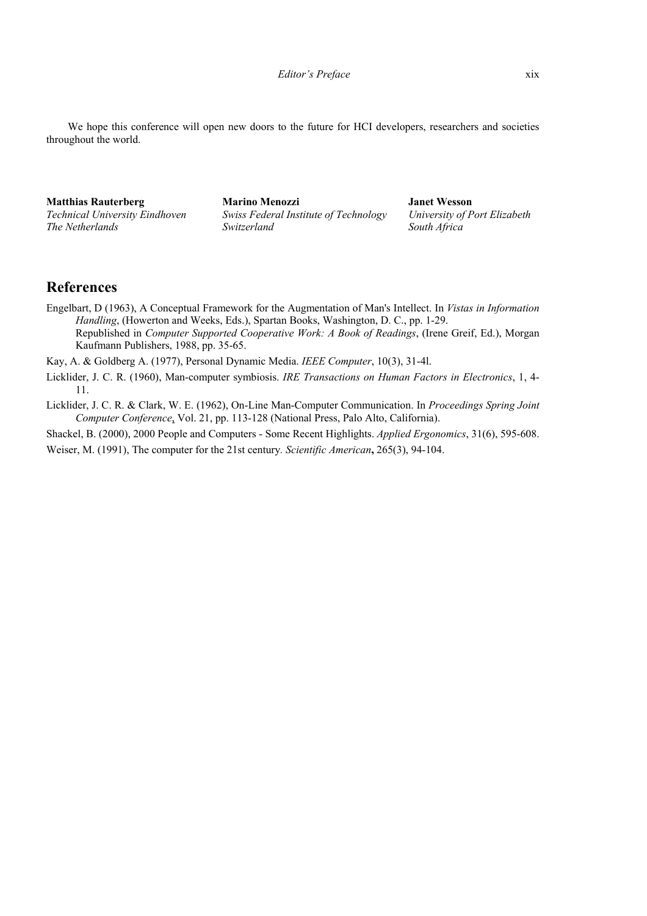We hope this conference will open new doors to the future for HCI developers, researchers and societies throughout the world.

**Matthias Rauterberg**
*Technical University Eindhoven*
*The Netherlands*

**Marino Menozzi**
*Swiss Federal Institute of Technology*
*Switzerland*

**Janet Wesson**
*University of Port Elizabeth*
*South Africa*

## References

Engelbart, D (1963), A Conceptual Framework for the Augmentation of Man's Intellect. In *Vistas in Information Handling*, (Howerton and Weeks, Eds.), Spartan Books, Washington, D. C., pp. 1-29. Republished in *Computer Supported Cooperative Work: A Book of Readings*, (Irene Greif, Ed.), Morgan Kaufmann Publishers, 1988, pp. 35-65.

Kay, A. & Goldberg A. (1977), Personal Dynamic Media. *IEEE Computer*, 10(3), 31-4l.

Licklider, J. C. R. (1960), Man-computer symbiosis. *IRE Transactions on Human Factors in Electronics*, 1, 4-11.

Licklider, J. C. R. & Clark, W. E. (1962), On-Line Man-Computer Communication. In *Proceedings Spring Joint Computer Conference*, Vol. 21, pp. 113-128 (National Press, Palo Alto, California).

Shackel, B. (2000), 2000 People and Computers - Some Recent Highlights. *Applied Ergonomics*, 31(6), 595-608.

Weiser, M. (1991), The computer for the 21st century. *Scientific American*, 265(3), 94-104.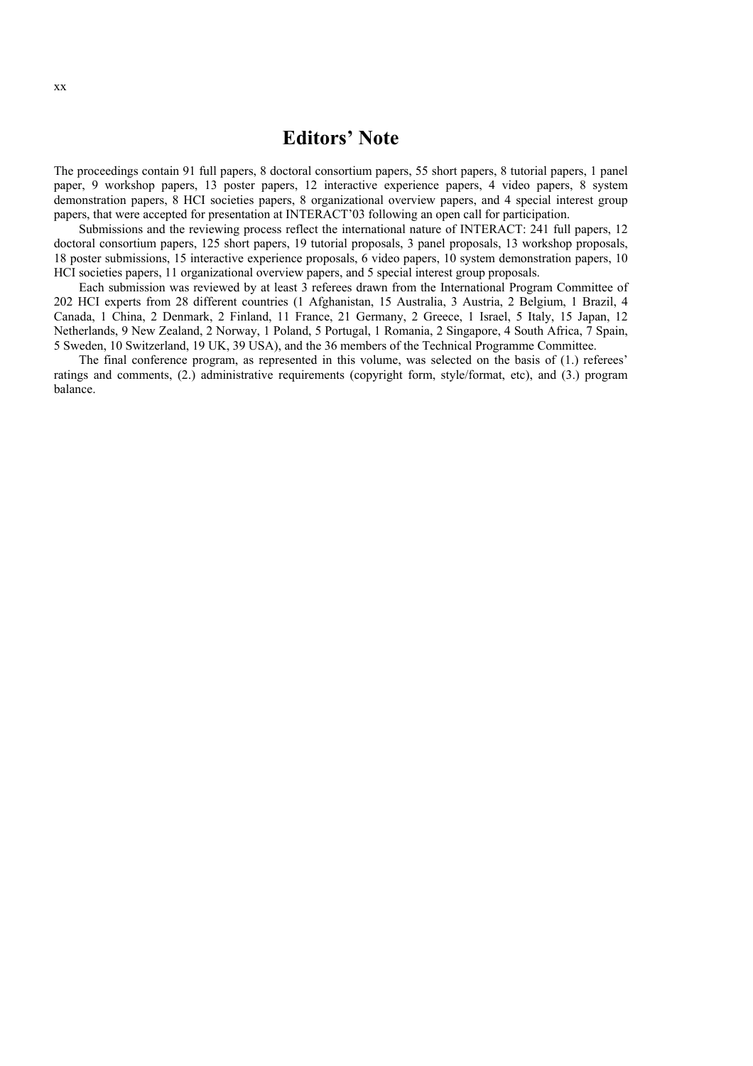# Editors' Note

The proceedings contain 91 full papers, 8 doctoral consortium papers, 55 short papers, 8 tutorial papers, 1 panel paper, 9 workshop papers, 13 poster papers, 12 interactive experience papers, 4 video papers, 8 system demonstration papers, 8 HCI societies papers, 8 organizational overview papers, and 4 special interest group papers, that were accepted for presentation at INTERACT'03 following an open call for participation.

Submissions and the reviewing process reflect the international nature of INTERACT: 241 full papers, 12 doctoral consortium papers, 125 short papers, 19 tutorial proposals, 3 panel proposals, 13 workshop proposals, 18 poster submissions, 15 interactive experience proposals, 6 video papers, 10 system demonstration papers, 10 HCI societies papers, 11 organizational overview papers, and 5 special interest group proposals.

Each submission was reviewed by at least 3 referees drawn from the International Program Committee of 202 HCI experts from 28 different countries (1 Afghanistan, 15 Australia, 3 Austria, 2 Belgium, 1 Brazil, 4 Canada, 1 China, 2 Denmark, 2 Finland, 11 France, 21 Germany, 2 Greece, 1 Israel, 5 Italy, 15 Japan, 12 Netherlands, 9 New Zealand, 2 Norway, 1 Poland, 5 Portugal, 1 Romania, 2 Singapore, 4 South Africa, 7 Spain, 5 Sweden, 10 Switzerland, 19 UK, 39 USA), and the 36 members of the Technical Programme Committee.

The final conference program, as represented in this volume, was selected on the basis of (1.) referees' ratings and comments, (2.) administrative requirements (copyright form, style/format, etc), and (3.) program balance.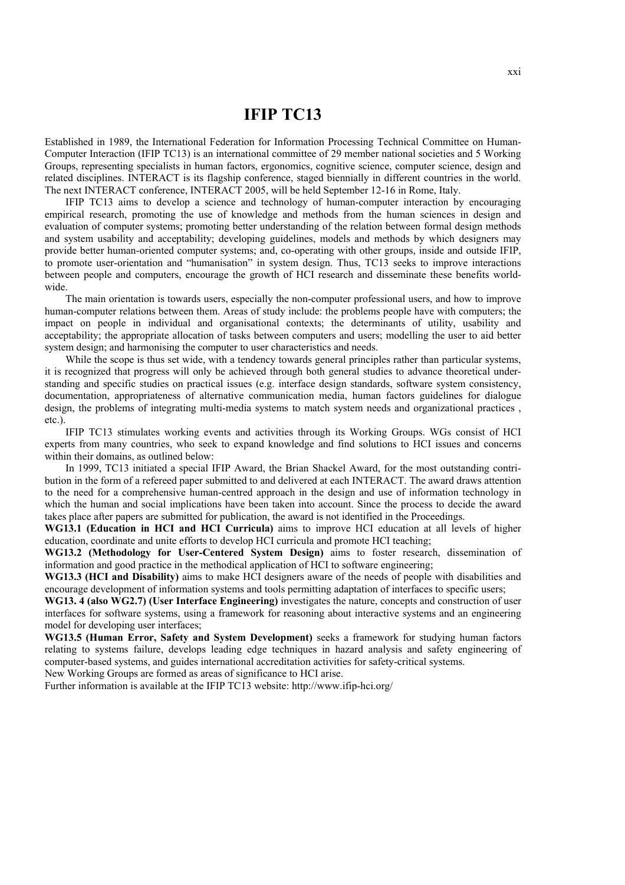# IFIP TC13

Established in 1989, the International Federation for Information Processing Technical Committee on Human-Computer Interaction (IFIP TC13) is an international committee of 29 member national societies and 5 Working Groups, representing specialists in human factors, ergonomics, cognitive science, computer science, design and related disciplines. INTERACT is its flagship conference, staged biennially in different countries in the world. The next INTERACT conference, INTERACT 2005, will be held September 12-16 in Rome, Italy.

IFIP TC13 aims to develop a science and technology of human-computer interaction by encouraging empirical research, promoting the use of knowledge and methods from the human sciences in design and evaluation of computer systems; promoting better understanding of the relation between formal design methods and system usability and acceptability; developing guidelines, models and methods by which designers may provide better human-oriented computer systems; and, co-operating with other groups, inside and outside IFIP, to promote user-orientation and "humanisation" in system design. Thus, TC13 seeks to improve interactions between people and computers, encourage the growth of HCI research and disseminate these benefits world-wide.

The main orientation is towards users, especially the non-computer professional users, and how to improve human-computer relations between them. Areas of study include: the problems people have with computers; the impact on people in individual and organisational contexts; the determinants of utility, usability and acceptability; the appropriate allocation of tasks between computers and users; modelling the user to aid better system design; and harmonising the computer to user characteristics and needs.

While the scope is thus set wide, with a tendency towards general principles rather than particular systems, it is recognized that progress will only be achieved through both general studies to advance theoretical understanding and specific studies on practical issues (e.g. interface design standards, software system consistency, documentation, appropriateness of alternative communication media, human factors guidelines for dialogue design, the problems of integrating multi-media systems to match system needs and organizational practices , etc.).

IFIP TC13 stimulates working events and activities through its Working Groups. WGs consist of HCI experts from many countries, who seek to expand knowledge and find solutions to HCI issues and concerns within their domains, as outlined below:

In 1999, TC13 initiated a special IFIP Award, the Brian Shackel Award, for the most outstanding contribution in the form of a refereed paper submitted to and delivered at each INTERACT. The award draws attention to the need for a comprehensive human-centred approach in the design and use of information technology in which the human and social implications have been taken into account. Since the process to decide the award takes place after papers are submitted for publication, the award is not identified in the Proceedings.

**WG13.1 (Education in HCI and HCI Curricula)** aims to improve HCI education at all levels of higher education, coordinate and unite efforts to develop HCI curricula and promote HCI teaching;

**WG13.2 (Methodology for User-Centered System Design)** aims to foster research, dissemination of information and good practice in the methodical application of HCI to software engineering;

**WG13.3 (HCI and Disability)** aims to make HCI designers aware of the needs of people with disabilities and encourage development of information systems and tools permitting adaptation of interfaces to specific users;

**WG13. 4 (also WG2.7) (User Interface Engineering)** investigates the nature, concepts and construction of user interfaces for software systems, using a framework for reasoning about interactive systems and an engineering model for developing user interfaces;

**WG13.5 (Human Error, Safety and System Development)** seeks a framework for studying human factors relating to systems failure, develops leading edge techniques in hazard analysis and safety engineering of computer-based systems, and guides international accreditation activities for safety-critical systems.

New Working Groups are formed as areas of significance to HCI arise.

Further information is available at the IFIP TC13 website: http://www.ifip-hci.org/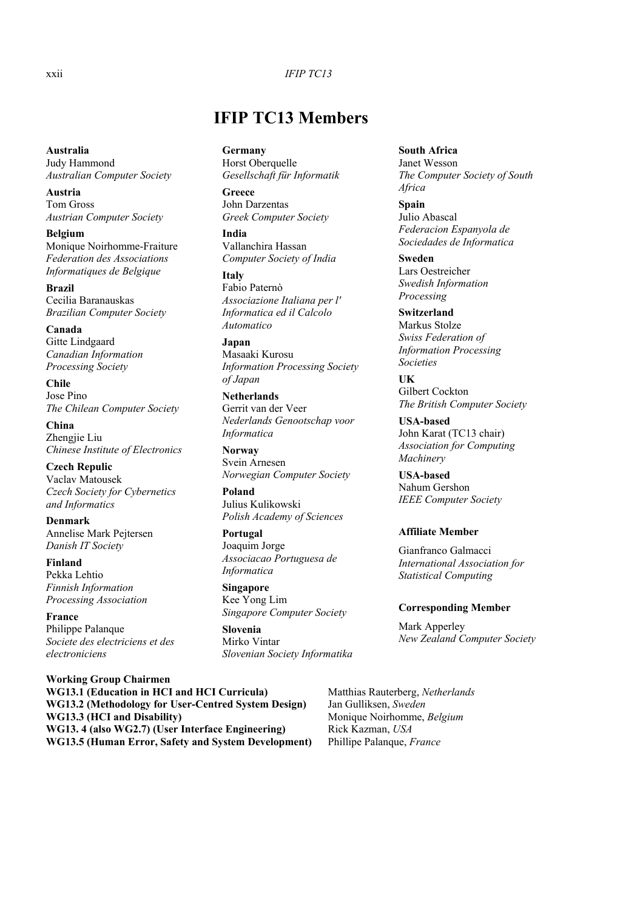# IFIP TC13 Members

**Australia**
Judy Hammond
*Australian Computer Society*

**Austria**
Tom Gross
*Austrian Computer Society*

**Belgium**
Monique Noirhomme-Fraiture
*Federation des Associations Informatiques de Belgique*

**Brazil**
Cecilia Baranauskas
*Brazilian Computer Society*

**Canada**
Gitte Lindgaard
*Canadian Information Processing Society*

**Chile**
Jose Pino
*The Chilean Computer Society*

**China**
Zhengjie Liu
*Chinese Institute of Electronics*

**Czech Repulic**
Vaclav Matousek
*Czech Society for Cybernetics and Informatics*

**Denmark**
Annelise Mark Pejtersen
*Danish IT Society*

**Finland**
Pekka Lehtio
*Finnish Information Processing Association*

**France**
Philippe Palanque
*Societe des electriciens et des electroniciens*

**Germany**
Horst Oberquelle
*Gesellschaft für Informatik*

**Greece**
John Darzentas
*Greek Computer Society*

**India**
Vallanchira Hassan
*Computer Society of India*

**Italy**
Fabio Paternò
*Associazione Italiana per l' Informatica ed il Calcolo Automatico*

**Japan**
Masaaki Kurosu
*Information Processing Society of Japan*

**Netherlands**
Gerrit van der Veer
*Nederlands Genootschap voor Informatica*

**Norway**
Svein Arnesen
*Norwegian Computer Society*

**Poland**
Julius Kulikowski
*Polish Academy of Sciences*

**Portugal**
Joaquim Jorge
*Associacao Portuguesa de Informatica*

**Singapore**
Kee Yong Lim
*Singapore Computer Society*

**Slovenia**
Mirko Vintar
*Slovenian Society Informatika*

**South Africa**
Janet Wesson
*The Computer Society of South Africa*

**Spain**
Julio Abascal
*Federacion Espanyola de Sociedades de Informatica*

**Sweden**
Lars Oestreicher
*Swedish Information Processing*

**Switzerland**
Markus Stolze
*Swiss Federation of Information Processing Societies*

**UK**
Gilbert Cockton
*The British Computer Society*

**USA-based**
John Karat (TC13 chair)
*Association for Computing Machinery*

**USA-based**
Nahum Gershon
*IEEE Computer Society*

**Affiliate Member**

Gianfranco Galmacci
*International Association for Statistical Computing*

**Corresponding Member**

Mark Apperley
*New Zealand Computer Society*

**Working Group Chairmen**

**WG13.1 (Education in HCI and HCI Curricula)** Matthias Rauterberg, *Netherlands*
**WG13.2 (Methodology for User-Centred System Design)** Jan Gulliksen, *Sweden*
**WG13.3 (HCI and Disability)** Monique Noirhomme, *Belgium*
**WG13. 4 (also WG2.7) (User Interface Engineering)** Rick Kazman, *USA*
**WG13.5 (Human Error, Safety and System Development)** Phillipe Palanque, *France*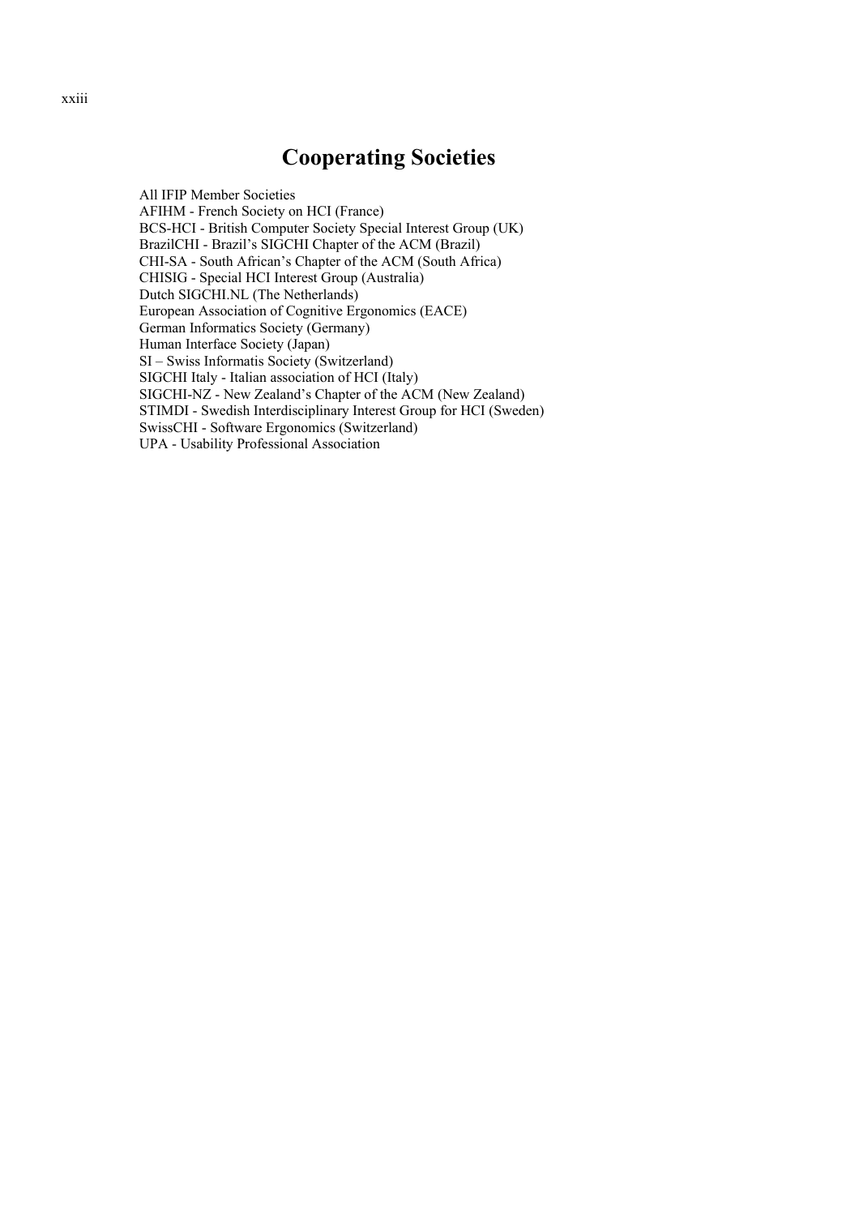# Cooperating Societies

All IFIP Member Societies
AFIHM - French Society on HCI (France)
BCS-HCI - British Computer Society Special Interest Group (UK)
BrazilCHI - Brazil's SIGCHI Chapter of the ACM (Brazil)
CHI-SA - South African's Chapter of the ACM (South Africa)
CHISIG - Special HCI Interest Group (Australia)
Dutch SIGCHI.NL (The Netherlands)
European Association of Cognitive Ergonomics (EACE)
German Informatics Society (Germany)
Human Interface Society (Japan)
SI – Swiss Informatis Society (Switzerland)
SIGCHI Italy - Italian association of HCI (Italy)
SIGCHI-NZ - New Zealand's Chapter of the ACM (New Zealand)
STIMDI - Swedish Interdisciplinary Interest Group for HCI (Sweden)
SwissCHI - Software Ergonomics (Switzerland)
UPA - Usability Professional Association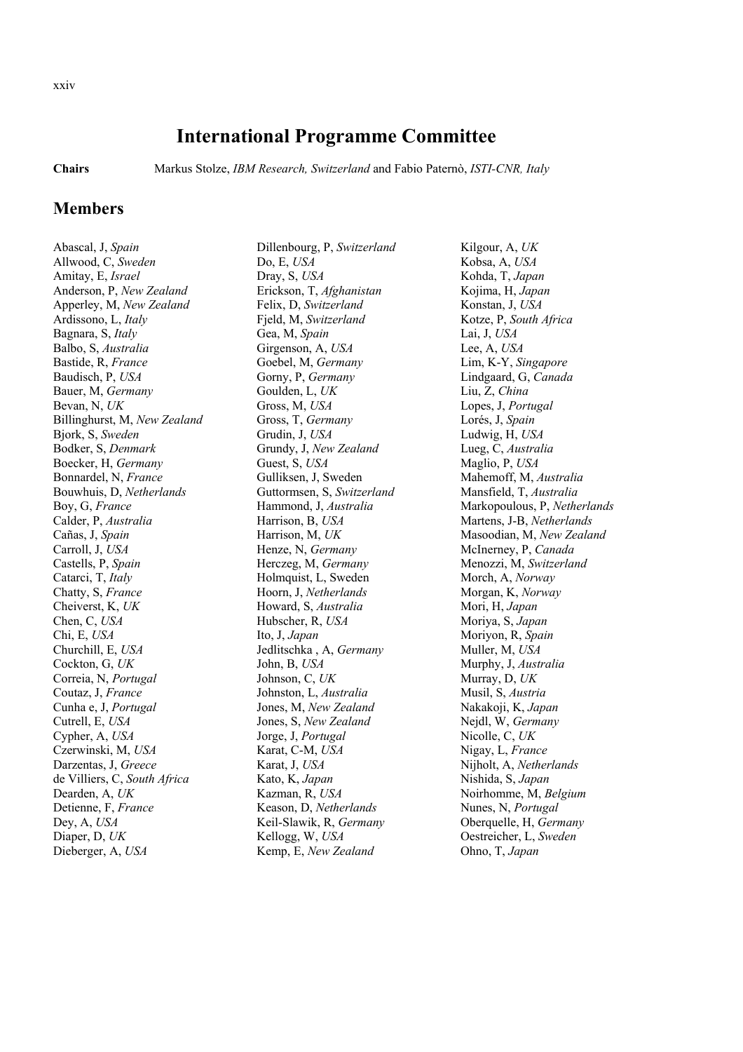# International Programme Committee

**Chairs** Markus Stolze, *IBM Research, Switzerland* and Fabio Paternò, *ISTI-CNR, Italy*

## Members

Abascal, J, *Spain*
Allwood, C, *Sweden*
Amitay, E, *Israel*
Anderson, P, *New Zealand*
Apperley, M, *New Zealand*
Ardissono, L, *Italy*
Bagnara, S, *Italy*
Balbo, S, *Australia*
Bastide, R, *France*
Baudisch, P, *USA*
Bauer, M, *Germany*
Bevan, N, *UK*
Billinghurst, M, *New Zealand*
Bjork, S, *Sweden*
Bodker, S, *Denmark*
Boecker, H, *Germany*
Bonnardel, N, *France*
Bouwhuis, D, *Netherlands*
Boy, G, *France*
Calder, P, *Australia*
Cañas, J, *Spain*
Carroll, J, *USA*
Castells, P, *Spain*
Catarci, T, *Italy*
Chatty, S, *France*
Cheiverst, K, *UK*
Chen, C, *USA*
Chi, E, *USA*
Churchill, E, *USA*
Cockton, G, *UK*
Correia, N, *Portugal*
Coutaz, J, *France*
Cunha e, J, *Portugal*
Cutrell, E, *USA*
Cypher, A, *USA*
Czerwinski, M, *USA*
Darzentas, J, *Greece*
de Villiers, C, *South Africa*
Dearden, A, *UK*
Detienne, F, *France*
Dey, A, *USA*
Diaper, D, *UK*
Dieberger, A, *USA*
Dillenbourg, P, *Switzerland*
Do, E, *USA*
Dray, S, *USA*
Erickson, T, *Afghanistan*
Felix, D, *Switzerland*
Fjeld, M, *Switzerland*
Gea, M, *Spain*
Girgenson, A, *USA*
Goebel, M, *Germany*
Gorny, P, *Germany*
Goulden, L, *UK*
Gross, M, *USA*
Gross, T, *Germany*
Grudin, J, *USA*
Grundy, J, *New Zealand*
Guest, S, *USA*
Gulliksen, J, Sweden
Guttormsen, S, *Switzerland*
Hammond, J, *Australia*
Harrison, B, *USA*
Harrison, M, *UK*
Henze, N, *Germany*
Herczeg, M, *Germany*
Holmquist, L, Sweden
Hoorn, J, *Netherlands*
Howard, S, *Australia*
Hubscher, R, *USA*
Ito, J, *Japan*
Jedlitschka , A, *Germany*
John, B, *USA*
Johnson, C, *UK*
Johnston, L, *Australia*
Jones, M, *New Zealand*
Jones, S, *New Zealand*
Jorge, J, *Portugal*
Karat, C-M, *USA*
Karat, J, *USA*
Kato, K, *Japan*
Kazman, R, *USA*
Keason, D, *Netherlands*
Keil-Slawik, R, *Germany*
Kellogg, W, *USA*
Kemp, E, *New Zealand*
Kilgour, A, *UK*
Kobsa, A, *USA*
Kohda, T, *Japan*
Kojima, H, *Japan*
Konstan, J, *USA*
Kotze, P, *South Africa*
Lai, J, *USA*
Lee, A, *USA*
Lim, K-Y, *Singapore*
Lindgaard, G, *Canada*
Liu, Z, *China*
Lopes, J, *Portugal*
Lorés, J, *Spain*
Ludwig, H, *USA*
Lueg, C, *Australia*
Maglio, P, *USA*
Mahemoff, M, *Australia*
Mansfield, T, *Australia*
Markopoulous, P, *Netherlands*
Martens, J-B, *Netherlands*
Masoodian, M, *New Zealand*
McInerney, P, *Canada*
Menozzi, M, *Switzerland*
Morch, A, *Norway*
Morgan, K, *Norway*
Mori, H, *Japan*
Moriya, S, *Japan*
Moriyon, R, *Spain*
Muller, M, *USA*
Murphy, J, *Australia*
Murray, D, *UK*
Musil, S, *Austria*
Nakakoji, K, *Japan*
Nejdl, W, *Germany*
Nicolle, C, *UK*
Nigay, L, *France*
Nijholt, A, *Netherlands*
Nishida, S, *Japan*
Noirhomme, M, *Belgium*
Nunes, N, *Portugal*
Oberquelle, H, *Germany*
Oestreicher, L, *Sweden*
Ohno, T, *Japan*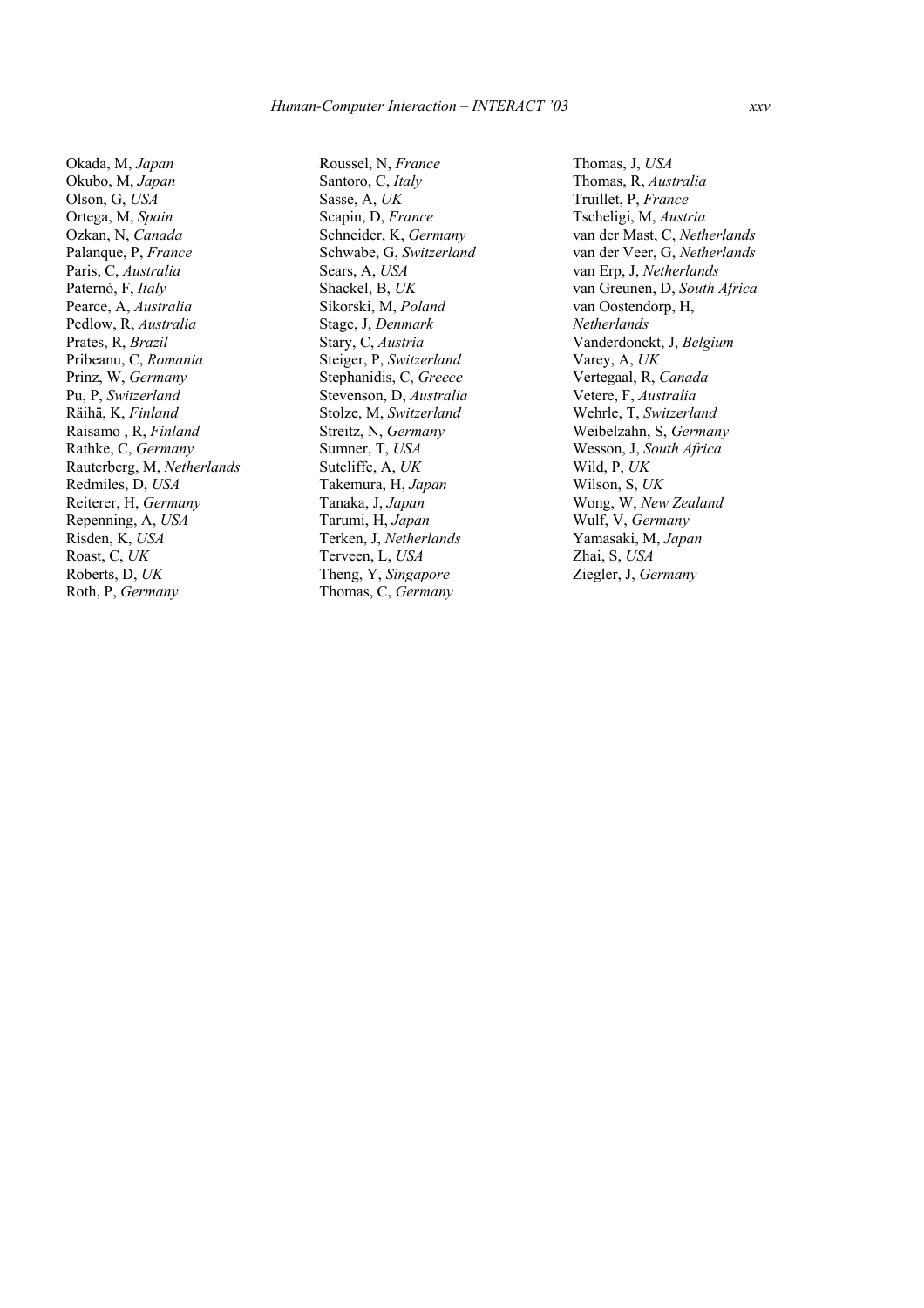Okada, M, *Japan*
Okubo, M, *Japan*
Olson, G, *USA*
Ortega, M, *Spain*
Ozkan, N, *Canada*
Palanque, P, *France*
Paris, C, *Australia*
Paternò, F, *Italy*
Pearce, A, *Australia*
Pedlow, R, *Australia*
Prates, R, *Brazil*
Pribeanu, C, *Romania*
Prinz, W, *Germany*
Pu, P, *Switzerland*
Räihä, K, *Finland*
Raisamo , R, *Finland*
Rathke, C, *Germany*
Rauterberg, M, *Netherlands*
Redmiles, D, *USA*
Reiterer, H, *Germany*
Repenning, A, *USA*
Risden, K, *USA*
Roast, C, *UK*
Roberts, D, *UK*
Roth, P, *Germany*
Roussel, N, *France*
Santoro, C, *Italy*
Sasse, A, *UK*
Scapin, D, *France*
Schneider, K, *Germany*
Schwabe, G, *Switzerland*
Sears, A, *USA*
Shackel, B, *UK*
Sikorski, M, *Poland*
Stage, J, *Denmark*
Stary, C, *Austria*
Steiger, P, *Switzerland*
Stephanidis, C, *Greece*
Stevenson, D, *Australia*
Stolze, M, *Switzerland*
Streitz, N, *Germany*
Sumner, T, *USA*
Sutcliffe, A, *UK*
Takemura, H, *Japan*
Tanaka, J, *Japan*
Tarumi, H, *Japan*
Terken, J, *Netherlands*
Terveen, L, *USA*
Theng, Y, *Singapore*
Thomas, C, *Germany*
Thomas, J, *USA*
Thomas, R, *Australia*
Truillet, P, *France*
Tscheligi, M, *Austria*
van der Mast, C, *Netherlands*
van der Veer, G, *Netherlands*
van Erp, J, *Netherlands*
van Greunen, D, *South Africa*
van Oostendorp, H, *Netherlands*
Vanderdonckt, J, *Belgium*
Varey, A, *UK*
Vertegaal, R, *Canada*
Vetere, F, *Australia*
Wehrle, T, *Switzerland*
Weibelzahn, S, *Germany*
Wesson, J, *South Africa*
Wild, P, *UK*
Wilson, S, *UK*
Wong, W, *New Zealand*
Wulf, V, *Germany*
Yamasaki, M, *Japan*
Zhai, S, *USA*
Ziegler, J, *Germany*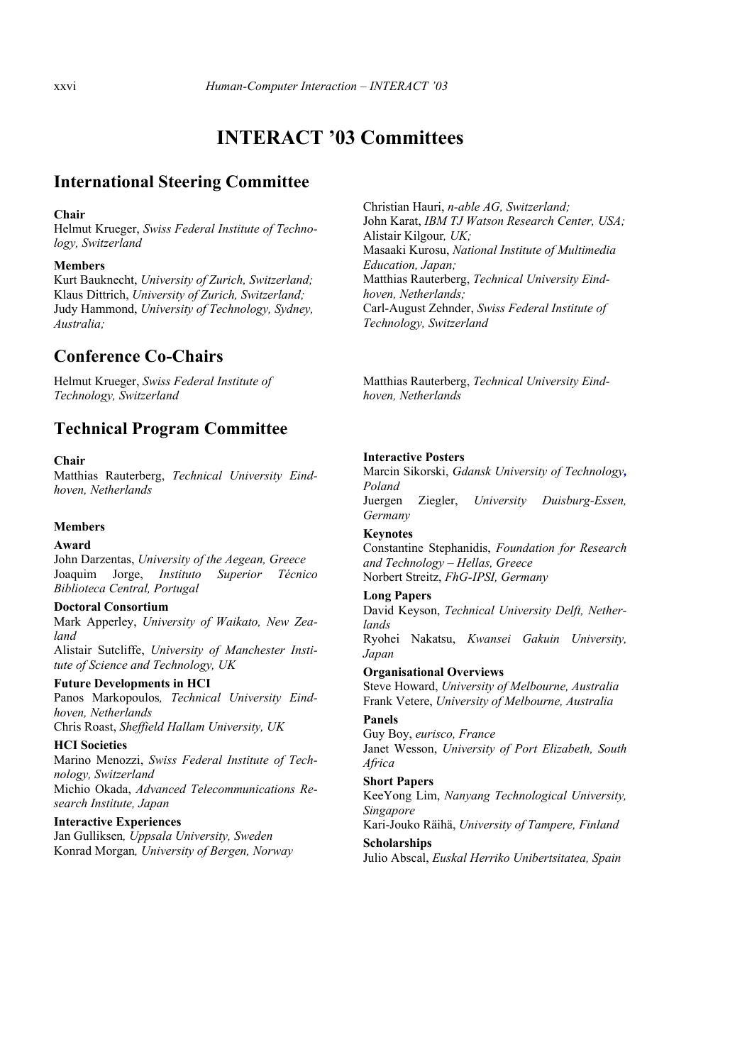# INTERACT '03 Committees

## International Steering Committee

**Chair**

Helmut Krueger, *Swiss Federal Institute of Technology, Switzerland*

**Members**

Kurt Bauknecht, *University of Zurich, Switzerland;*
Klaus Dittrich, *University of Zurich, Switzerland;*
Judy Hammond, *University of Technology, Sydney, Australia;*
Christian Hauri, *n-able AG, Switzerland;*
John Karat, *IBM TJ Watson Research Center, USA;*
Alistair Kilgour*, UK;*
Masaaki Kurosu, *National Institute of Multimedia Education, Japan;*
Matthias Rauterberg, *Technical University Eindhoven, Netherlands;*
Carl-August Zehnder, *Swiss Federal Institute of Technology, Switzerland*

## Conference Co-Chairs

Helmut Krueger, *Swiss Federal Institute of Technology, Switzerland*

Matthias Rauterberg, *Technical University Eindhoven, Netherlands*

## Technical Program Committee

**Chair**

Matthias Rauterberg, *Technical University Eindhoven, Netherlands*

**Members**

**Award**

John Darzentas, *University of the Aegean, Greece*
Joaquim Jorge, *Instituto Superior Técnico Biblioteca Central, Portugal*

**Doctoral Consortium**

Mark Apperley, *University of Waikato, New Zealand*
Alistair Sutcliffe, *University of Manchester Institute of Science and Technology, UK*

**Future Developments in HCI**

Panos Markopoulos*, Technical University Eindhoven, Netherlands*
Chris Roast, *Sheffield Hallam University, UK*

**HCI Societies**

Marino Menozzi, *Swiss Federal Institute of Technology, Switzerland*
Michio Okada, *Advanced Telecommunications Research Institute, Japan*

**Interactive Experiences**

Jan Gulliksen*, Uppsala University, Sweden*
Konrad Morgan*, University of Bergen, Norway*

**Interactive Posters**

Marcin Sikorski, *Gdansk University of Technology***,** *Poland*
Juergen Ziegler, *University Duisburg-Essen, Germany*

**Keynotes**

Constantine Stephanidis, *Foundation for Research and Technology – Hellas, Greece*
Norbert Streitz, *FhG-IPSI, Germany*

**Long Papers**

David Keyson, *Technical University Delft, Netherlands*
Ryohei Nakatsu, *Kwansei Gakuin University, Japan*

**Organisational Overviews**

Steve Howard, *University of Melbourne, Australia*
Frank Vetere, *University of Melbourne, Australia*

**Panels**

Guy Boy, *eurisco, France*
Janet Wesson, *University of Port Elizabeth, South Africa*

**Short Papers**

KeeYong Lim, *Nanyang Technological University, Singapore*
Kari-Jouko Räihä, *University of Tampere, Finland*

**Scholarships**

Julio Abscal, *Euskal Herriko Unibertsitatea, Spain*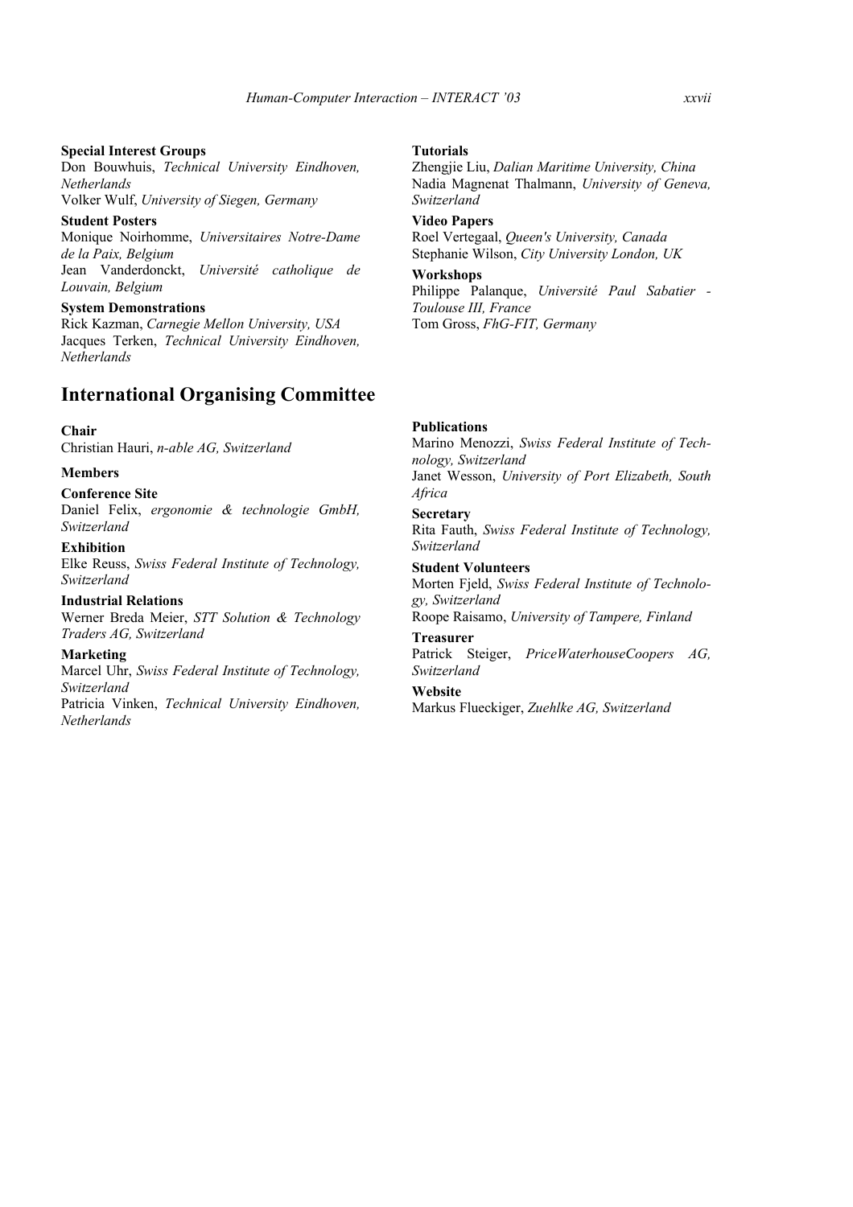**Special Interest Groups**
Don Bouwhuis, *Technical University Eindhoven, Netherlands*
Volker Wulf, *University of Siegen, Germany*

**Student Posters**
Monique Noirhomme, *Universitaires Notre-Dame de la Paix, Belgium*
Jean Vanderdonckt, *Université catholique de Louvain, Belgium*

**System Demonstrations**
Rick Kazman, *Carnegie Mellon University, USA*
Jacques Terken, *Technical University Eindhoven, Netherlands*

**Tutorials**
Zhengjie Liu, *Dalian Maritime University, China*
Nadia Magnenat Thalmann, *University of Geneva, Switzerland*

**Video Papers**
Roel Vertegaal, *Queen's University, Canada*
Stephanie Wilson, *City University London, UK*

**Workshops**
Philippe Palanque, *Université Paul Sabatier - Toulouse III, France*
Tom Gross, *FhG-FIT, Germany*

## International Organising Committee

**Chair**
Christian Hauri, *n-able AG, Switzerland*

**Members**

**Conference Site**
Daniel Felix, *ergonomie & technologie GmbH, Switzerland*

**Exhibition**
Elke Reuss, *Swiss Federal Institute of Technology, Switzerland*

**Industrial Relations**
Werner Breda Meier, *STT Solution & Technology Traders AG, Switzerland*

**Marketing**
Marcel Uhr, *Swiss Federal Institute of Technology, Switzerland*
Patricia Vinken, *Technical University Eindhoven, Netherlands*

**Publications**
Marino Menozzi, *Swiss Federal Institute of Technology, Switzerland*
Janet Wesson, *University of Port Elizabeth, South Africa*

**Secretary**
Rita Fauth, *Swiss Federal Institute of Technology, Switzerland*

**Student Volunteers**
Morten Fjeld, *Swiss Federal Institute of Technology, Switzerland*
Roope Raisamo, *University of Tampere, Finland*

**Treasurer**
Patrick Steiger, *PriceWaterhouseCoopers AG, Switzerland*

**Website**
Markus Flueckiger, *Zuehlke AG, Switzerland*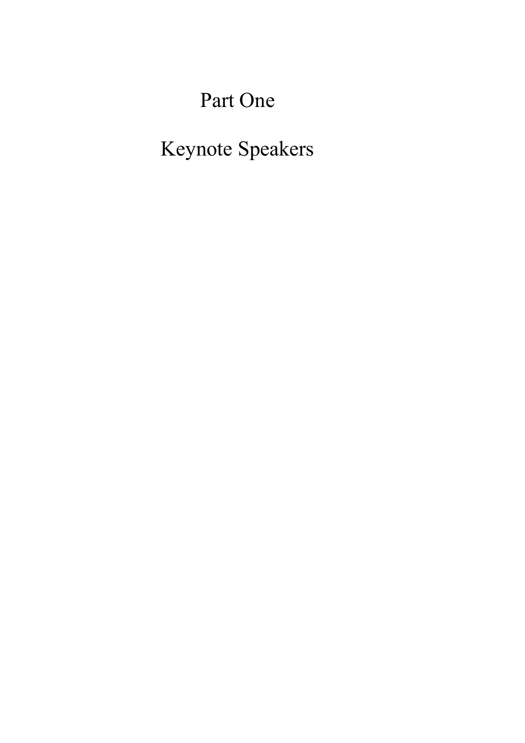# Part One

# Keynote Speakers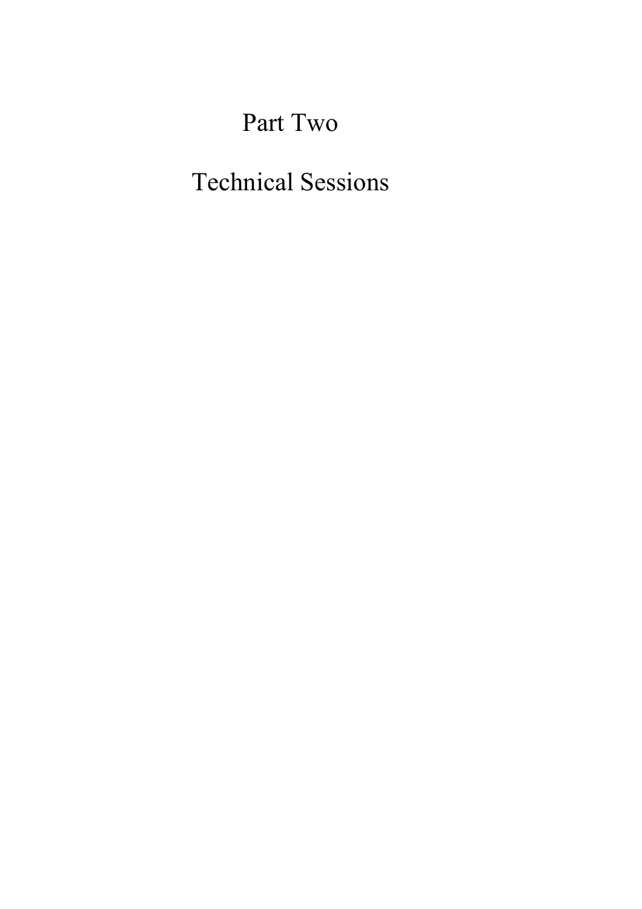# Part Two

# Technical Sessions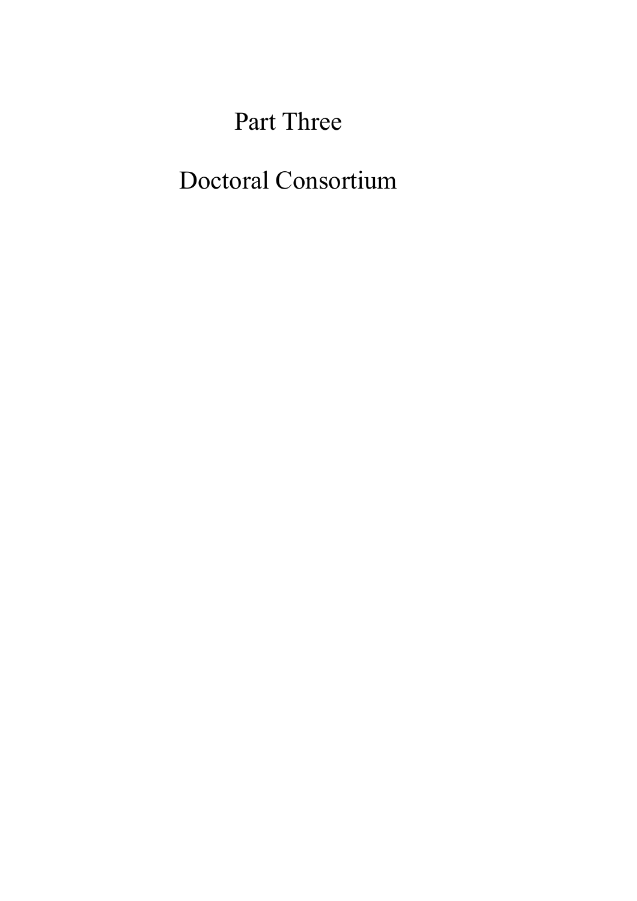# Part Three

# Doctoral Consortium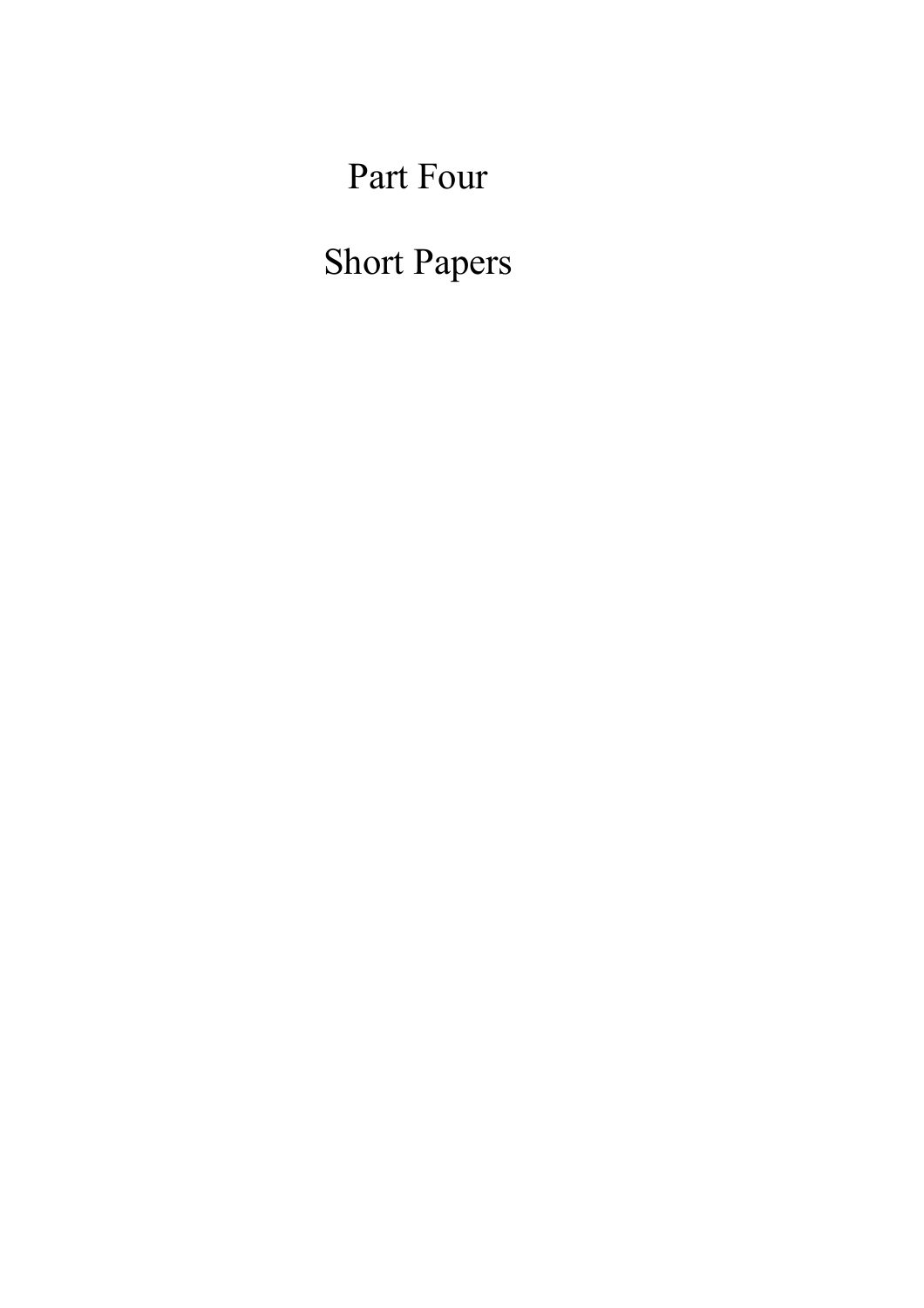# Part Four

# Short Papers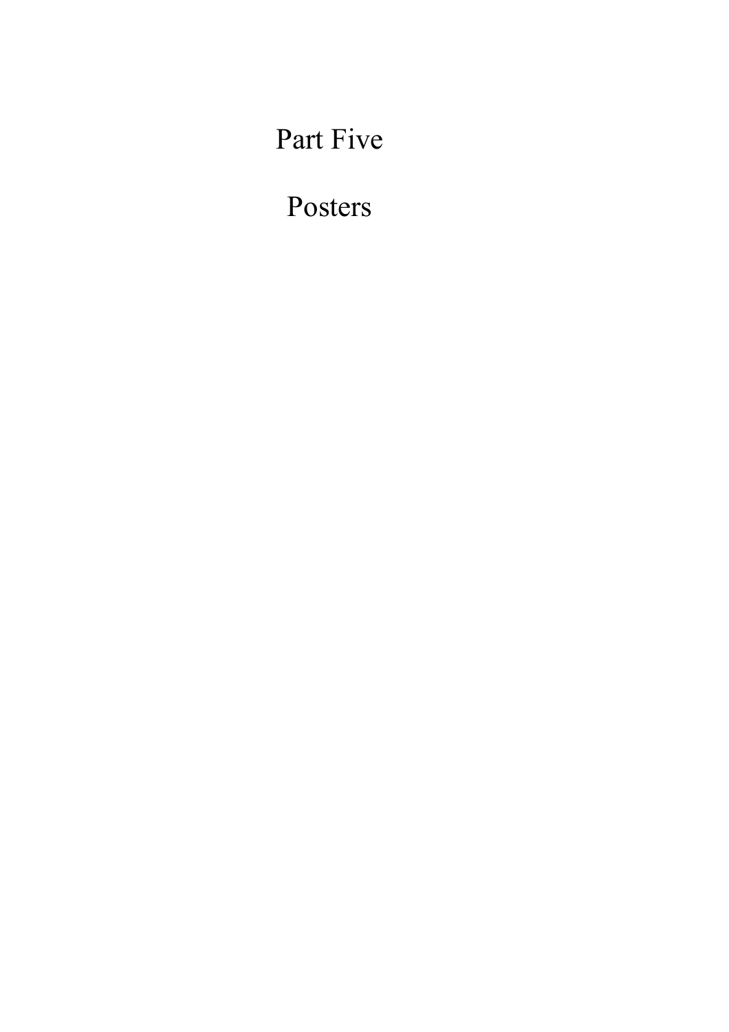# Part Five

# Posters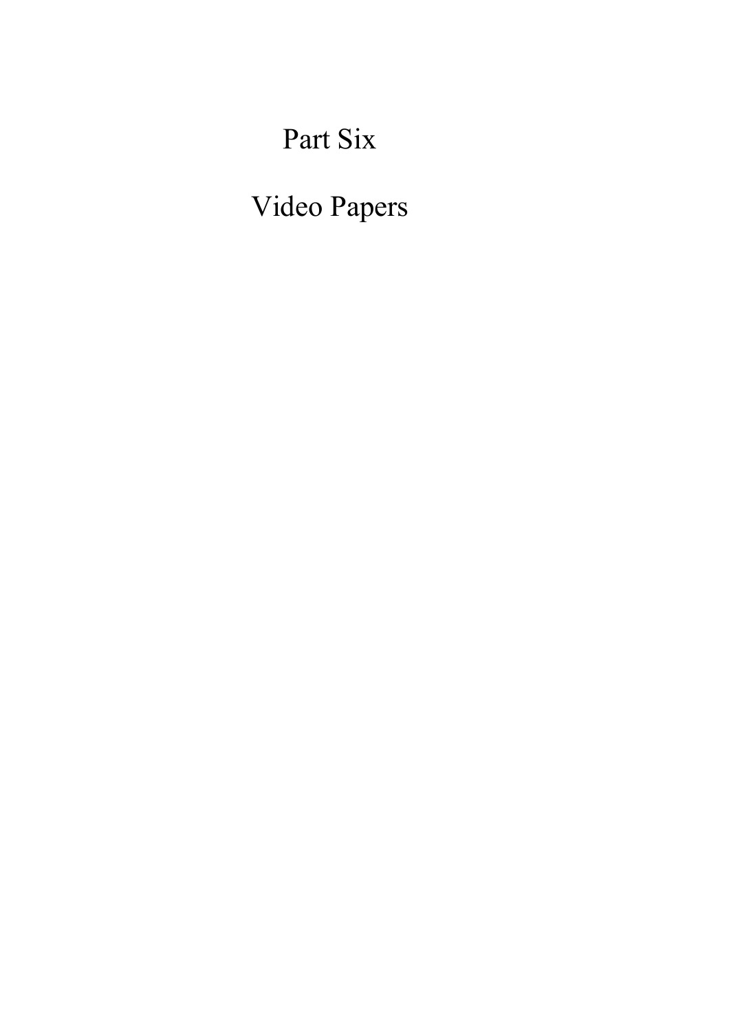# Part Six

# Video Papers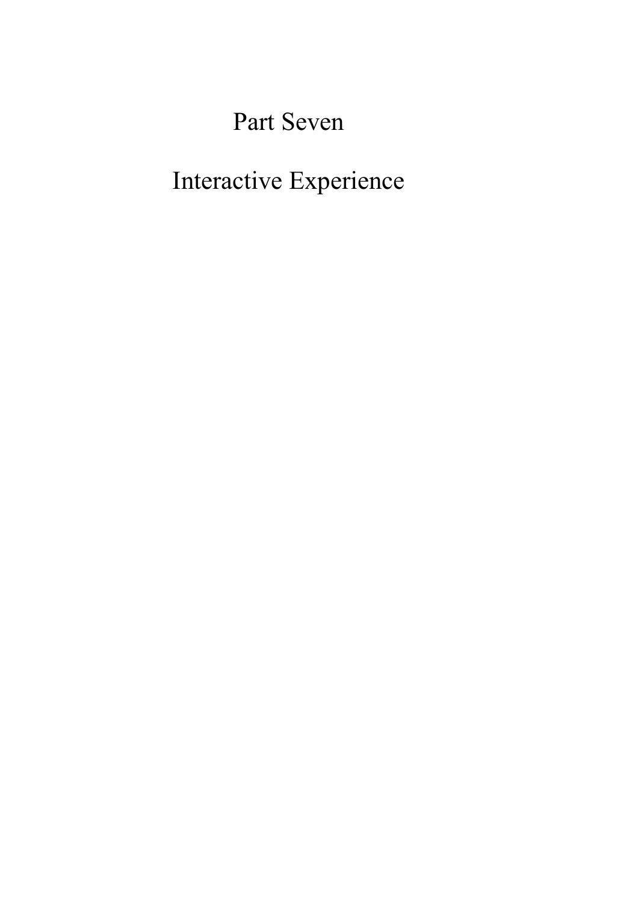# Part Seven

# Interactive Experience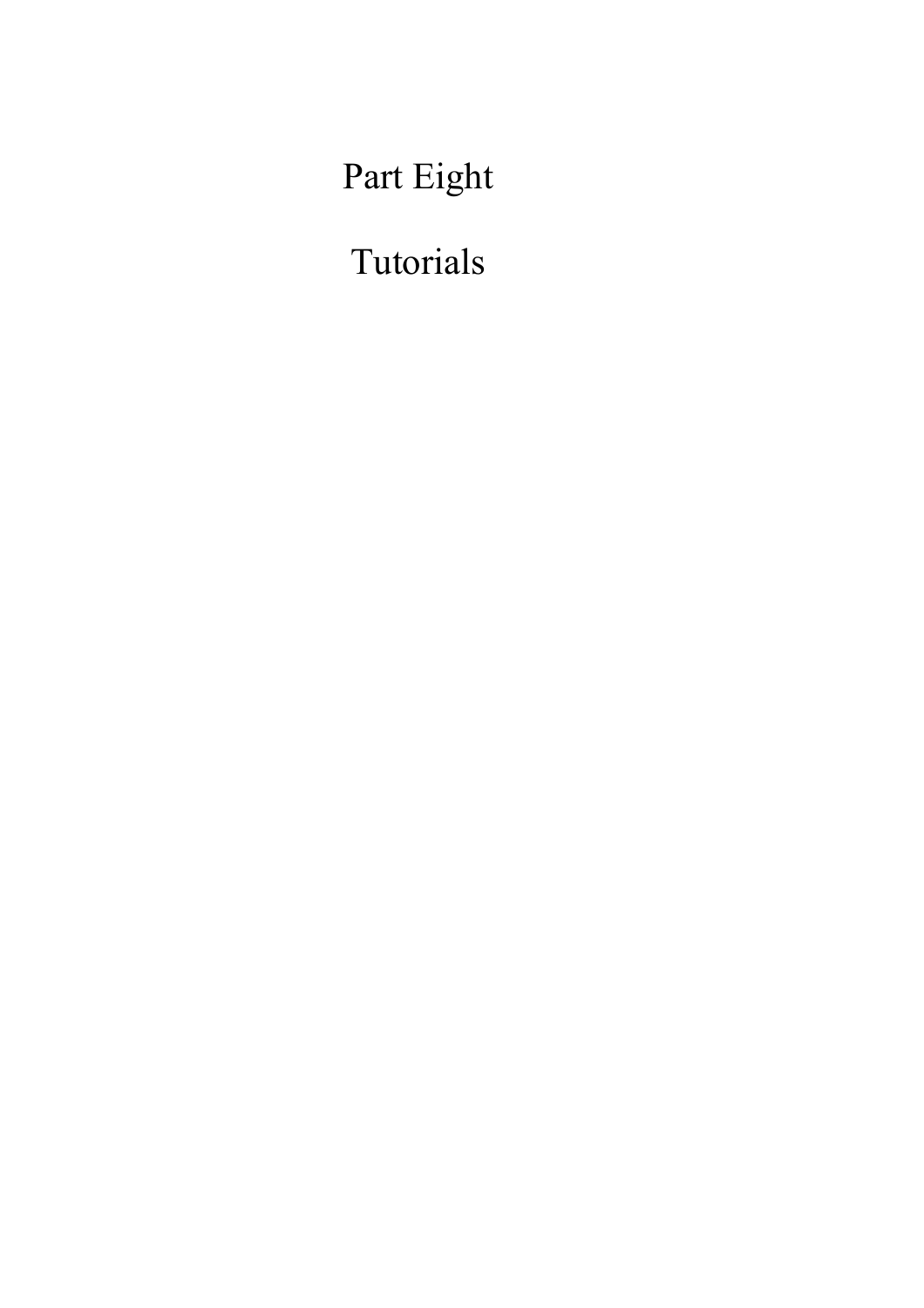# Part Eight

# Tutorials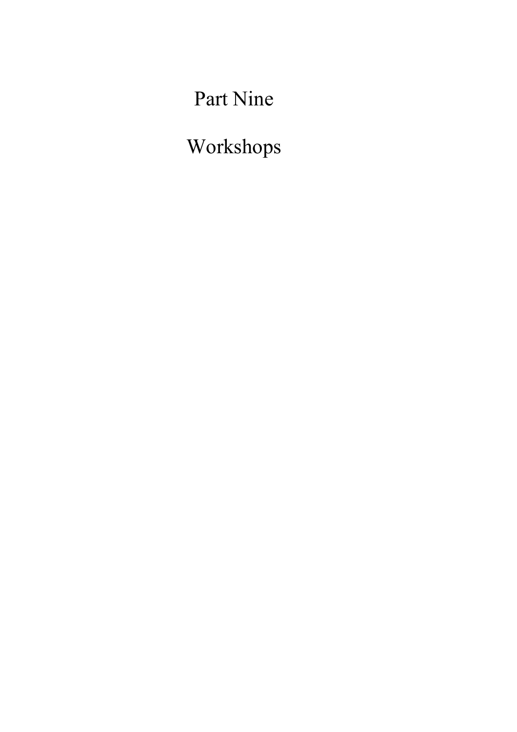# Part Nine

# Workshops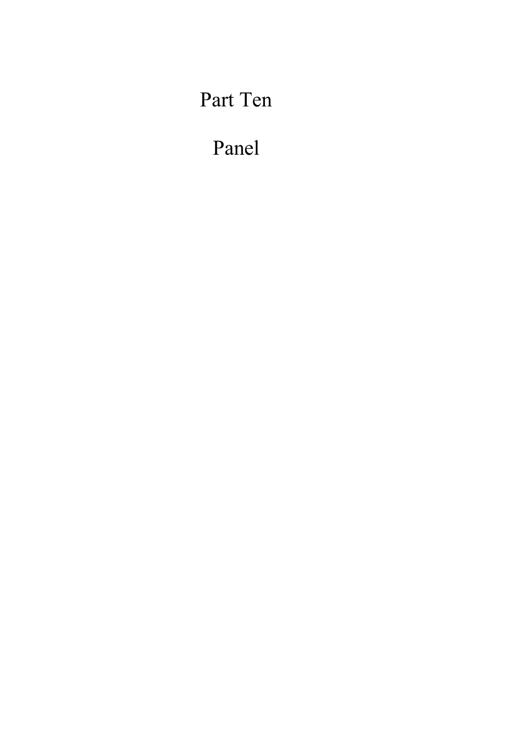# Part Ten

# Panel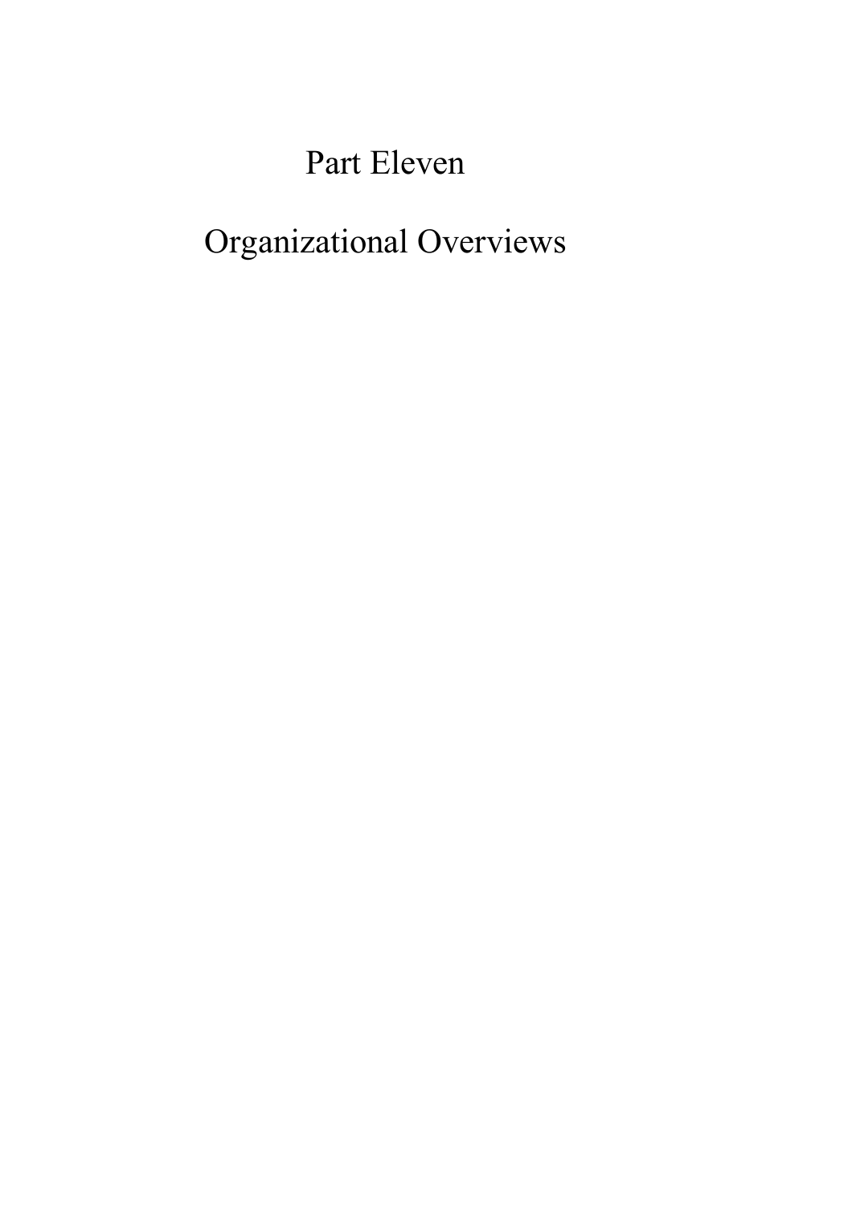# Part Eleven

# Organizational Overviews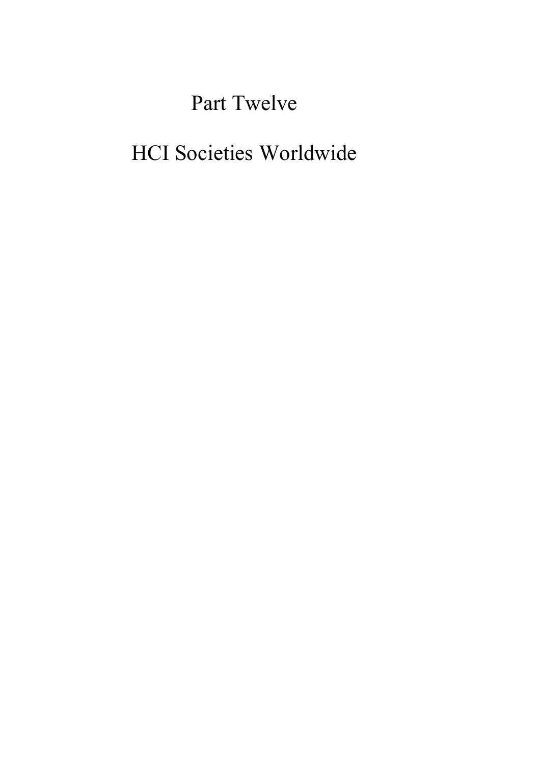# Part Twelve

# HCI Societies Worldwide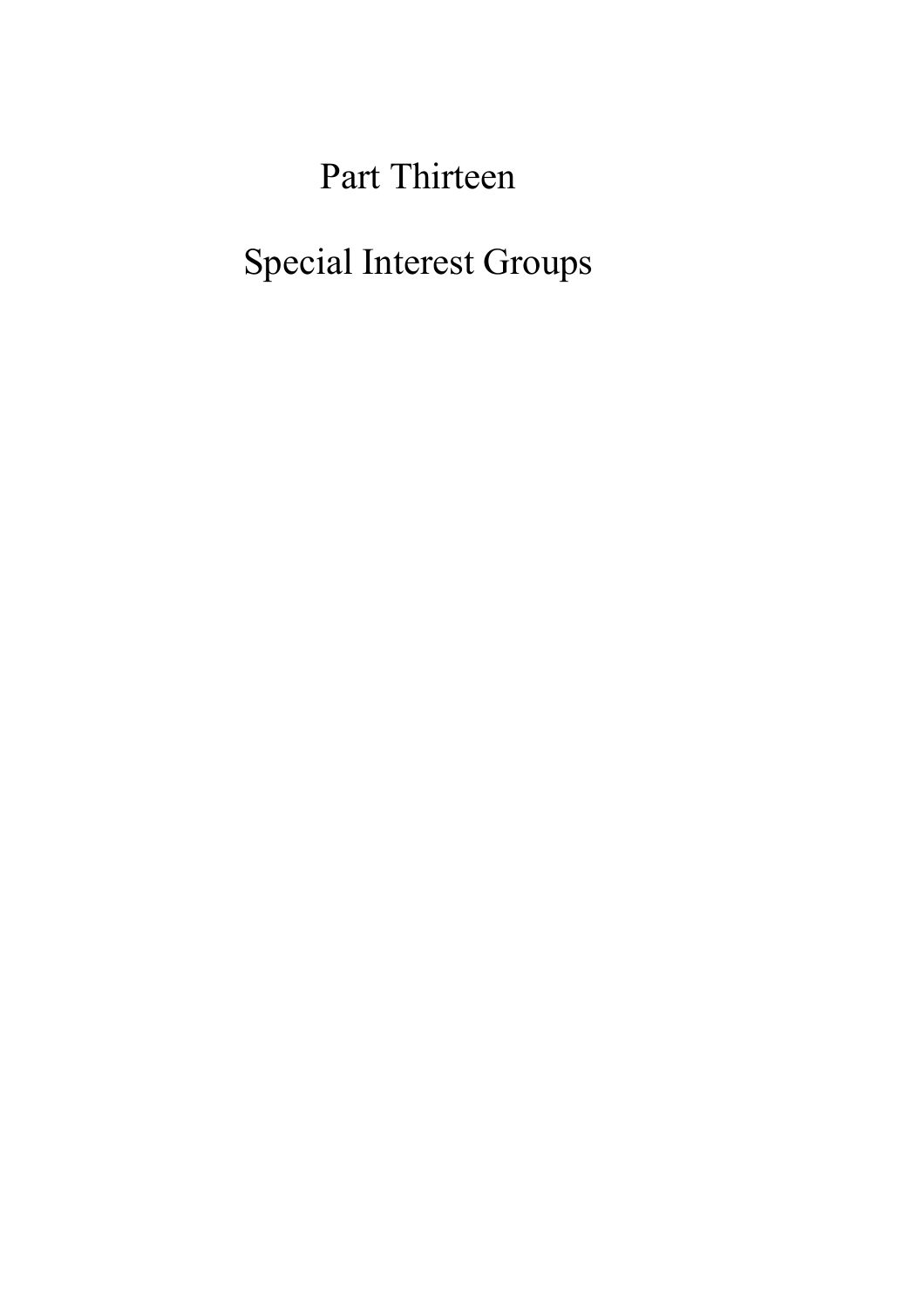# Part Thirteen

# Special Interest Groups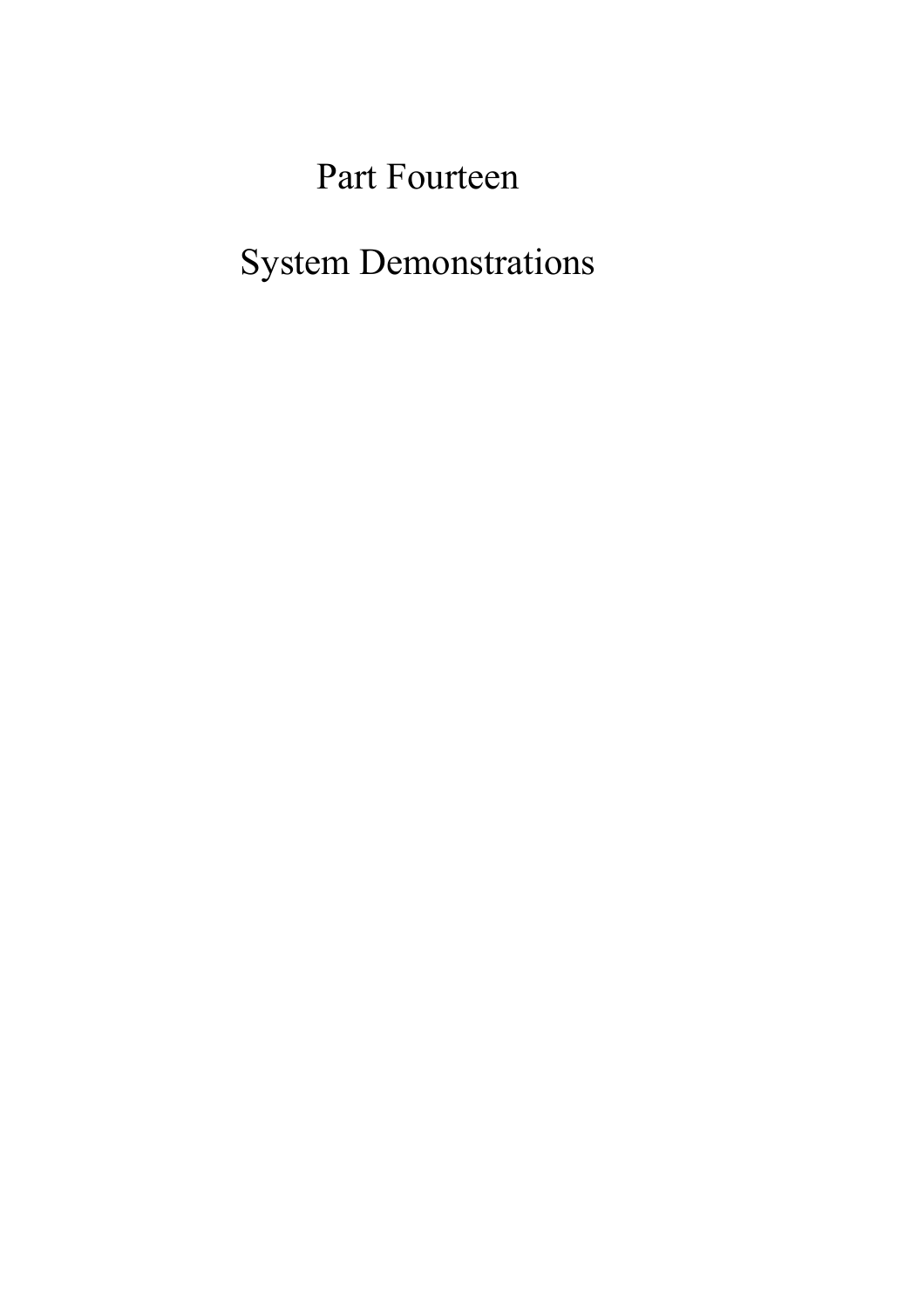# Part Fourteen

# System Demonstrations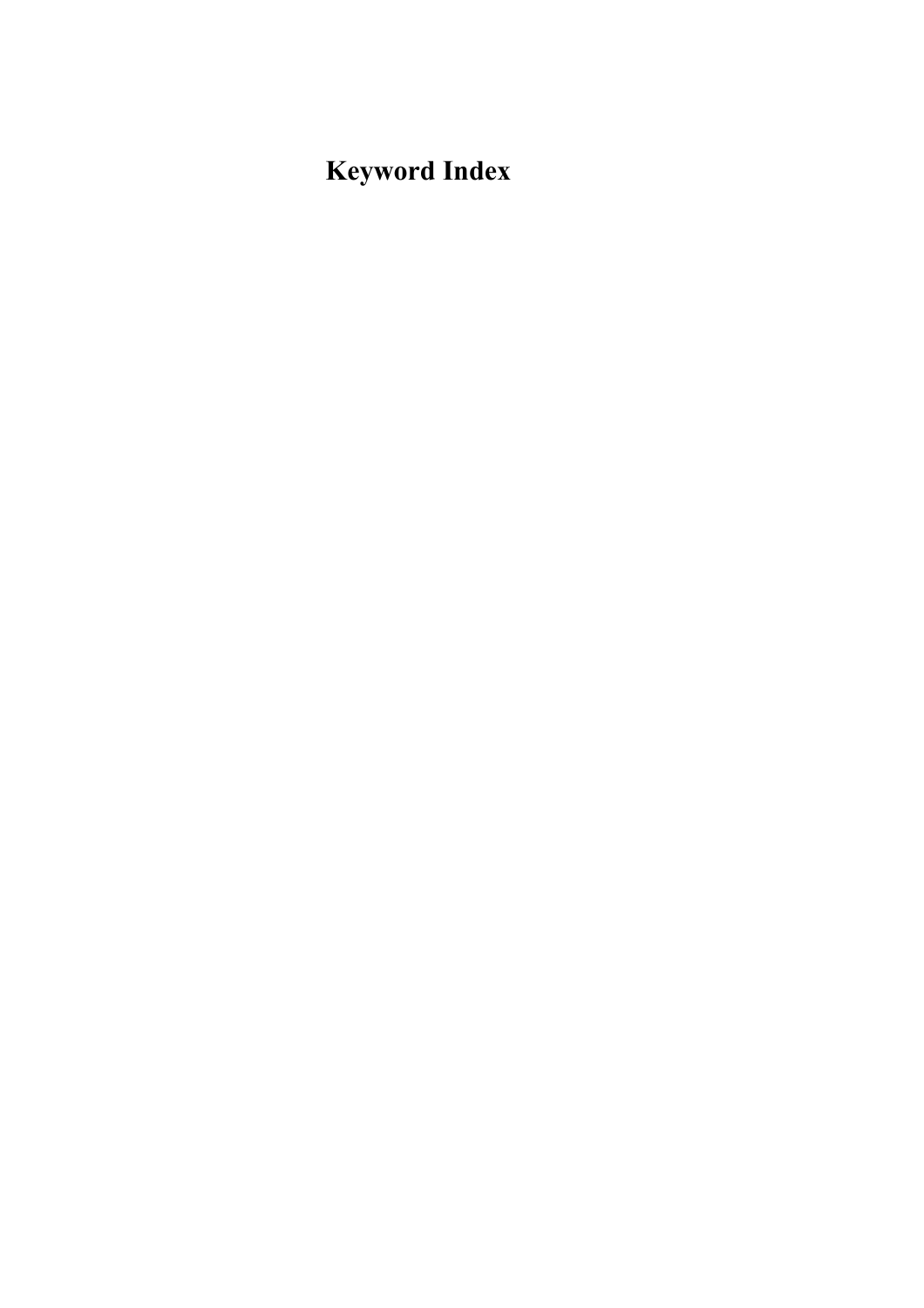# Keyword Index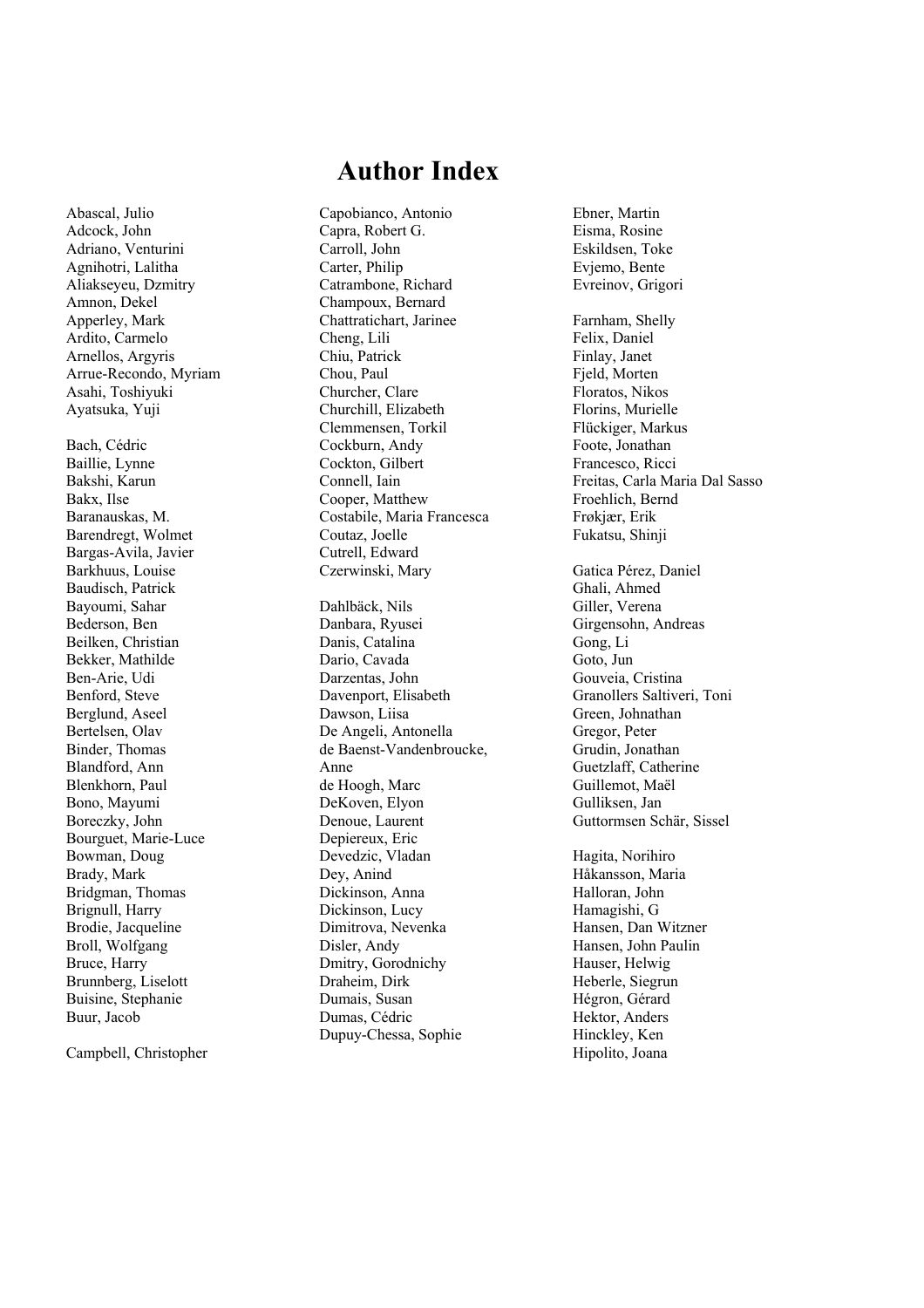# Author Index

Abascal, Julio
Adcock, John
Adriano, Venturini
Agnihotri, Lalitha
Aliakseyeu, Dzmitry
Amnon, Dekel
Apperley, Mark
Ardito, Carmelo
Arnellos, Argyris
Arrue-Recondo, Myriam
Asahi, Toshiyuki
Ayatsuka, Yuji

Bach, Cédric
Baillie, Lynne
Bakshi, Karun
Bakx, Ilse
Baranauskas, M.
Barendregt, Wolmet
Bargas-Avila, Javier
Barkhuus, Louise
Baudisch, Patrick
Bayoumi, Sahar
Bederson, Ben
Beilken, Christian
Bekker, Mathilde
Ben-Arie, Udi
Benford, Steve
Berglund, Aseel
Bertelsen, Olav
Binder, Thomas
Blandford, Ann
Blenkhorn, Paul
Bono, Mayumi
Boreczky, John
Bourguet, Marie-Luce
Bowman, Doug
Brady, Mark
Bridgman, Thomas
Brignull, Harry
Brodie, Jacqueline
Broll, Wolfgang
Bruce, Harry
Brunnberg, Liselott
Buisine, Stephanie
Buur, Jacob

Campbell, Christopher
Capobianco, Antonio
Capra, Robert G.
Carroll, John
Carter, Philip
Catrambone, Richard
Champoux, Bernard
Chattratichart, Jarinee
Cheng, Lili
Chiu, Patrick
Chou, Paul
Churcher, Clare
Churchill, Elizabeth
Clemmensen, Torkil
Cockburn, Andy
Cockton, Gilbert
Connell, Iain
Cooper, Matthew
Costabile, Maria Francesca
Coutaz, Joelle
Cutrell, Edward
Czerwinski, Mary

Dahlbäck, Nils
Danbara, Ryusei
Danis, Catalina
Dario, Cavada
Darzentas, John
Davenport, Elisabeth
Dawson, Liisa
De Angeli, Antonella
de Baenst-Vandenbroucke, Anne
de Hoogh, Marc
DeKoven, Elyon
Denoue, Laurent
Depiereux, Eric
Devedzic, Vladan
Dey, Anind
Dickinson, Anna
Dickinson, Lucy
Dimitrova, Nevenka
Disler, Andy
Dmitry, Gorodnichy
Draheim, Dirk
Dumais, Susan
Dumas, Cédric
Dupuy-Chessa, Sophie

Ebner, Martin
Eisma, Rosine
Eskildsen, Toke
Evjemo, Bente
Evreinov, Grigori

Farnham, Shelly
Felix, Daniel
Finlay, Janet
Fjeld, Morten
Floratos, Nikos
Florins, Murielle
Flückiger, Markus
Foote, Jonathan
Francesco, Ricci
Freitas, Carla Maria Dal Sasso
Froehlich, Bernd
Frøkjær, Erik
Fukatsu, Shinji

Gatica Pérez, Daniel
Ghali, Ahmed
Giller, Verena
Girgensohn, Andreas
Gong, Li
Goto, Jun
Gouveia, Cristina
Granollers Saltiveri, Toni
Green, Johnathan
Gregor, Peter
Grudin, Jonathan
Guetzlaff, Catherine
Guillemot, Maël
Gulliksen, Jan
Guttormsen Schär, Sissel

Hagita, Norihiro
Håkansson, Maria
Halloran, John
Hamagishi, G
Hansen, Dan Witzner
Hansen, John Paulin
Hauser, Helwig
Heberle, Siegrun
Hégron, Gérard
Hektor, Anders
Hinckley, Ken
Hipolito, Joana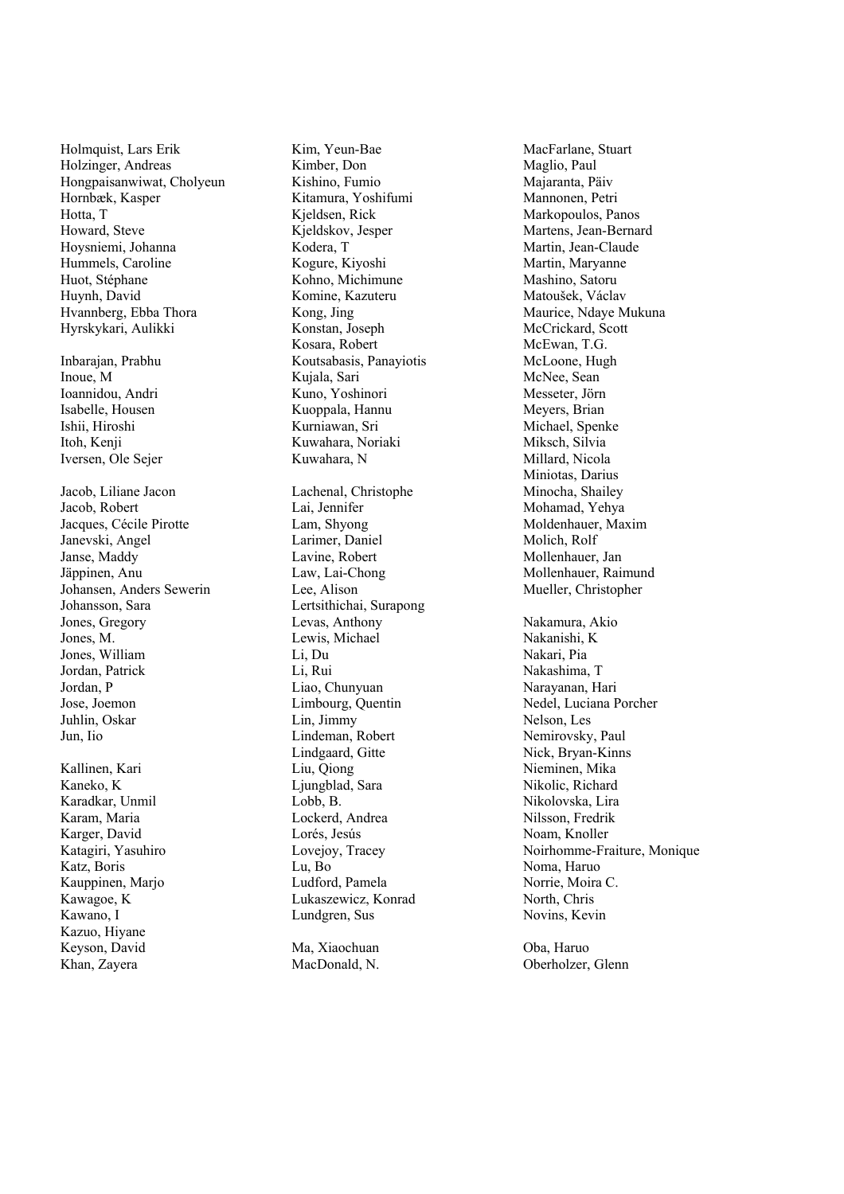Holmquist, Lars Erik
Holzinger, Andreas
Hongpaisanwiwat, Cholyeun
Hornbæk, Kasper
Hotta, T
Howard, Steve
Hoysniemi, Johanna
Hummels, Caroline
Huot, Stéphane
Huynh, David
Hvannberg, Ebba Thora
Hyrskykari, Aulikki

Inbarajan, Prabhu
Inoue, M
Ioannidou, Andri
Isabelle, Housen
Ishii, Hiroshi
Itoh, Kenji
Iversen, Ole Sejer

Jacob, Liliane Jacon
Jacob, Robert
Jacques, Cécile Pirotte
Janevski, Angel
Janse, Maddy
Jäppinen, Anu
Johansen, Anders Sewerin
Johansson, Sara
Jones, Gregory
Jones, M.
Jones, William
Jordan, Patrick
Jordan, P
Jose, Joemon
Juhlin, Oskar
Jun, Iio

Kallinen, Kari
Kaneko, K
Karadkar, Unmil
Karam, Maria
Karger, David
Katagiri, Yasuhiro
Katz, Boris
Kauppinen, Marjo
Kawagoe, K
Kawano, I
Kazuo, Hiyane
Keyson, David
Khan, Zayera

Kim, Yeun-Bae
Kimber, Don
Kishino, Fumio
Kitamura, Yoshifumi
Kjeldsen, Rick
Kjeldskov, Jesper
Kodera, T
Kogure, Kiyoshi
Kohno, Michimune
Komine, Kazuteru
Kong, Jing
Konstan, Joseph
Kosara, Robert
Koutsabasis, Panayiotis
Kujala, Sari
Kuno, Yoshinori
Kuoppala, Hannu
Kurniawan, Sri
Kuwahara, Noriaki
Kuwahara, N

Lachenal, Christophe
Lai, Jennifer
Lam, Shyong
Larimer, Daniel
Lavine, Robert
Law, Lai-Chong
Lee, Alison
Lertsithichai, Surapong
Levas, Anthony
Lewis, Michael
Li, Du
Li, Rui
Liao, Chunyuan
Limbourg, Quentin
Lin, Jimmy
Lindeman, Robert
Lindgaard, Gitte
Liu, Qiong
Ljungblad, Sara
Lobb, B.
Lockerd, Andrea
Lorés, Jesús
Lovejoy, Tracey
Lu, Bo
Ludford, Pamela
Lukaszewicz, Konrad
Lundgren, Sus

Ma, Xiaochuan
MacDonald, N.

MacFarlane, Stuart
Maglio, Paul
Majaranta, Päiv
Mannonen, Petri
Markopoulos, Panos
Martens, Jean-Bernard
Martin, Jean-Claude
Martin, Maryanne
Mashino, Satoru
Matoušek, Václav
Maurice, Ndaye Mukuna
McCrickard, Scott
McEwan, T.G.
McLoone, Hugh
McNee, Sean
Messeter, Jörn
Meyers, Brian
Michael, Spenke
Miksch, Silvia
Millard, Nicola
Miniotas, Darius
Minocha, Shailey
Mohamad, Yehya
Moldenhauer, Maxim
Molich, Rolf
Mollenhauer, Jan
Mollenhauer, Raimund
Mueller, Christopher

Nakamura, Akio
Nakanishi, K
Nakari, Pia
Nakashima, T
Narayanan, Hari
Nedel, Luciana Porcher
Nelson, Les
Nemirovsky, Paul
Nick, Bryan-Kinns
Nieminen, Mika
Nikolic, Richard
Nikolovska, Lira
Nilsson, Fredrik
Noam, Knoller
Noirhomme-Fraiture, Monique
Noma, Haruo
Norrie, Moira C.
North, Chris
Novins, Kevin

Oba, Haruo
Oberholzer, Glenn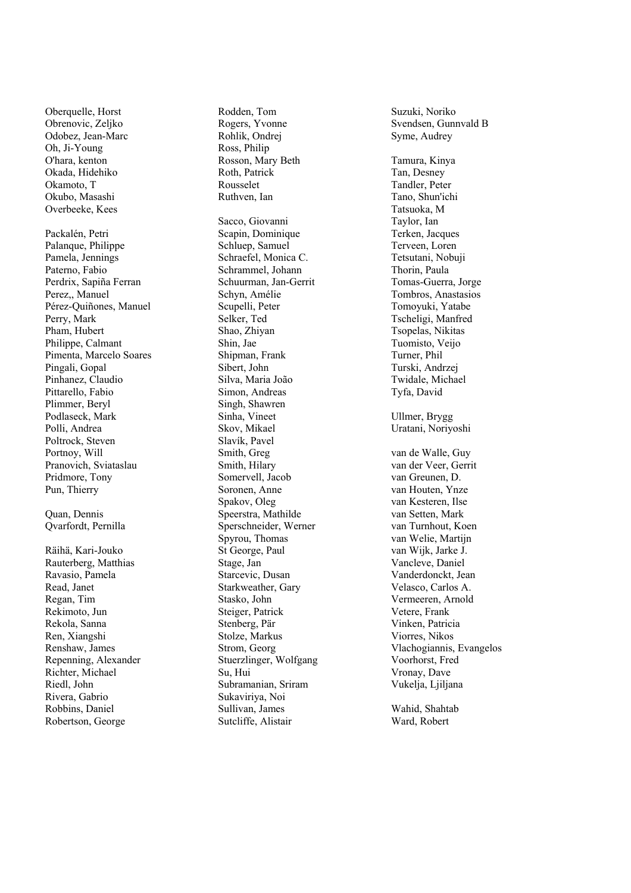Oberquelle, Horst
Obrenovic, Zeljko
Odobez, Jean-Marc
Oh, Ji-Young
O'hara, kenton
Okada, Hidehiko
Okamoto, T
Okubo, Masashi
Overbeeke, Kees

Packalén, Petri
Palanque, Philippe
Pamela, Jennings
Paterno, Fabio
Perdrix, Sapiña Ferran
Perez,, Manuel
Pérez-Quiñones, Manuel
Perry, Mark
Pham, Hubert
Philippe, Calmant
Pimenta, Marcelo Soares
Pingali, Gopal
Pinhanez, Claudio
Pittarello, Fabio
Plimmer, Beryl
Podlaseck, Mark
Polli, Andrea
Poltrock, Steven
Portnoy, Will
Pranovich, Sviataslau
Pridmore, Tony
Pun, Thierry

Quan, Dennis
Qvarfordt, Pernilla

Räihä, Kari-Jouko
Rauterberg, Matthias
Ravasio, Pamela
Read, Janet
Regan, Tim
Rekimoto, Jun
Rekola, Sanna
Ren, Xiangshi
Renshaw, James
Repenning, Alexander
Richter, Michael
Riedl, John
Rivera, Gabrio
Robbins, Daniel
Robertson, George
Rodden, Tom
Rogers, Yvonne
Rohlik, Ondrej
Ross, Philip
Rosson, Mary Beth
Roth, Patrick
Rousselet
Ruthven, Ian

Sacco, Giovanni
Scapin, Dominique
Schluep, Samuel
Schraefel, Monica C.
Schrammel, Johann
Schuurman, Jan-Gerrit
Schyn, Amélie
Scupelli, Peter
Selker, Ted
Shao, Zhiyan
Shin, Jae
Shipman, Frank
Sibert, John
Silva, Maria João
Simon, Andreas
Singh, Shawren
Sinha, Vineet
Skov, Mikael
Slavík, Pavel
Smith, Greg
Smith, Hilary
Somervell, Jacob
Soronen, Anne
Spakov, Oleg
Speerstra, Mathilde
Sperschneider, Werner
Spyrou, Thomas
St George, Paul
Stage, Jan
Starcevic, Dusan
Starkweather, Gary
Stasko, John
Steiger, Patrick
Stenberg, Pär
Stolze, Markus
Strom, Georg
Stuerzlinger, Wolfgang
Su, Hui
Subramanian, Sriram
Sukaviriya, Noi
Sullivan, James
Sutcliffe, Alistair
Suzuki, Noriko
Svendsen, Gunnvald B
Syme, Audrey

Tamura, Kinya
Tan, Desney
Tandler, Peter
Tano, Shun'ichi
Tatsuoka, M
Taylor, Ian
Terken, Jacques
Terveen, Loren
Tetsutani, Nobuji
Thorin, Paula
Tomas-Guerra, Jorge
Tombros, Anastasios
Tomoyuki, Yatabe
Tscheligi, Manfred
Tsopelas, Nikitas
Tuomisto, Veijo
Turner, Phil
Turski, Andrzej
Twidale, Michael
Tyfa, David

Ullmer, Brygg
Uratani, Noriyoshi

van de Walle, Guy
van der Veer, Gerrit
van Greunen, D.
van Houten, Ynze
van Kesteren, Ilse
van Setten, Mark
van Turnhout, Koen
van Welie, Martijn
van Wijk, Jarke J.
Vancleve, Daniel
Vanderdonckt, Jean
Velasco, Carlos A.
Vermeeren, Arnold
Vetere, Frank
Vinken, Patricia
Viorres, Nikos
Vlachogiannis, Evangelos
Voorhorst, Fred
Vronay, Dave
Vukelja, Ljiljana

Wahid, Shahtab
Ward, Robert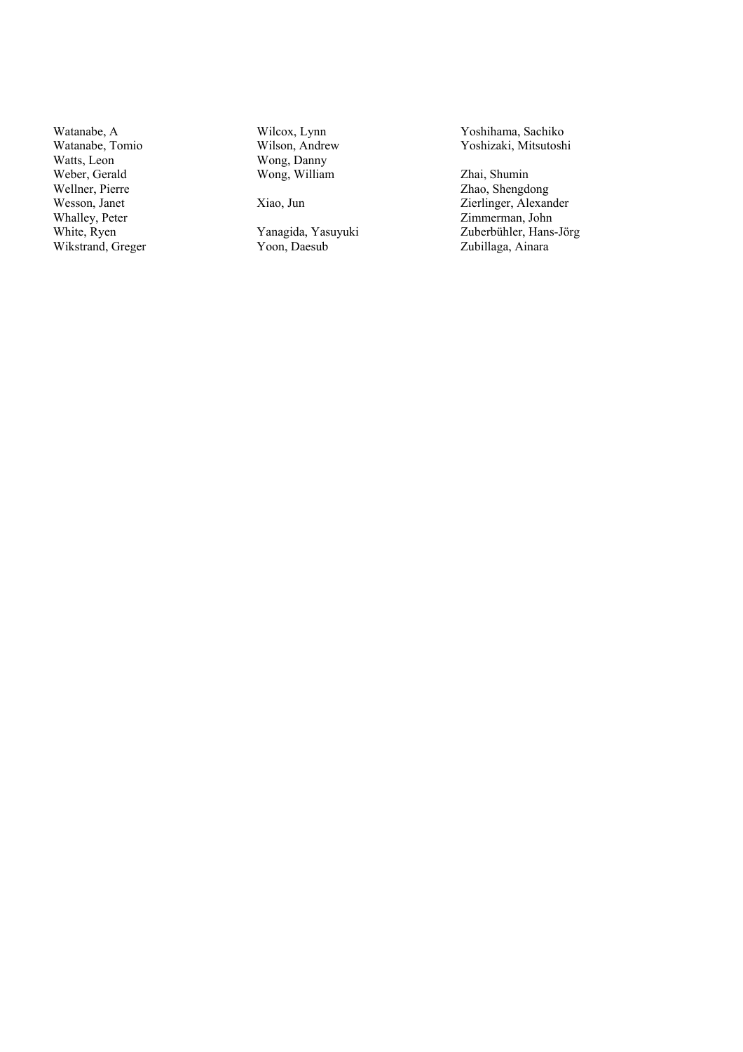Watanabe, A
Watanabe, Tomio
Watts, Leon
Weber, Gerald
Wellner, Pierre
Wesson, Janet
Whalley, Peter
White, Ryen
Wikstrand, Greger

Wilcox, Lynn
Wilson, Andrew
Wong, Danny
Wong, William

Xiao, Jun

Yanagida, Yasuyuki
Yoon, Daesub
Yoshihama, Sachiko
Yoshizaki, Mitsutoshi

Zhai, Shumin
Zhao, Shengdong
Zierlinger, Alexander
Zimmerman, John
Zuberbühler, Hans-Jörg
Zubillaga, Ainara